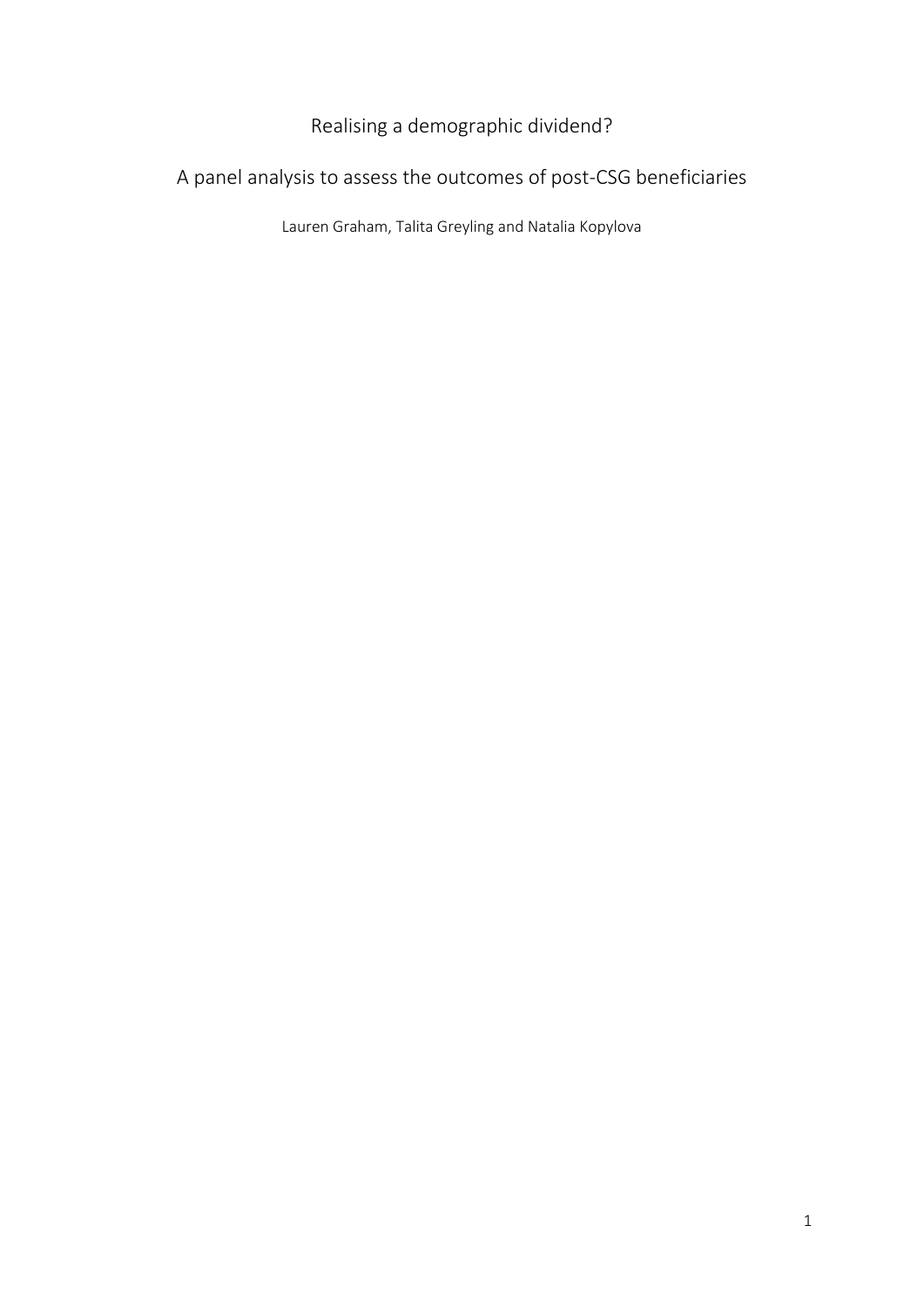# Realising a demographic dividend?

## A panel analysis to assess the outcomes of post-CSG beneficiaries

Lauren Graham, Talita Greyling and Natalia Kopylova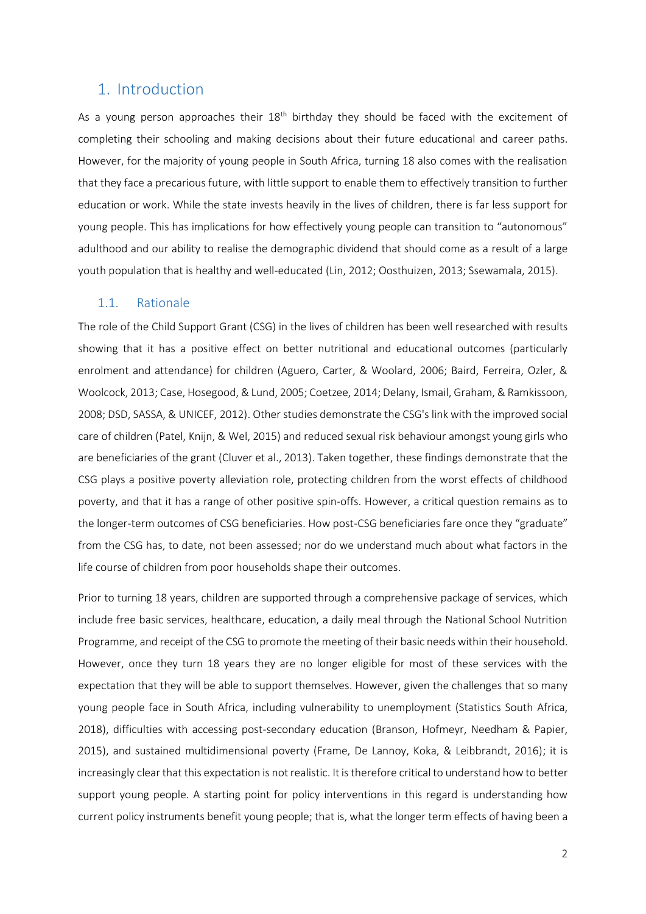# 1. Introduction

As a young person approaches their 18th birthday they should be faced with the excitement of completing their schooling and making decisions about their future educational and career paths. However, for the majority of young people in South Africa, turning 18 also comes with the realisation that they face a precarious future, with little support to enable them to effectively transition to further education or work. While the state invests heavily in the lives of children, there is far less support for young people. This has implications for how effectively young people can transition to "autonomous" adulthood and our ability to realise the demographic dividend that should come as a result of a large youth population that is healthy and well-educated (Lin, 2012; Oosthuizen, 2013; Ssewamala, 2015).

## 1.1. Rationale

The role of the Child Support Grant (CSG) in the lives of children has been well researched with results showing that it has a positive effect on better nutritional and educational outcomes (particularly enrolment and attendance) for children (Aguero, Carter, & Woolard, 2006; Baird, Ferreira, Ozler, & Woolcock, 2013; Case, Hosegood, & Lund, 2005; Coetzee, 2014; Delany, Ismail, Graham, & Ramkissoon, 2008; DSD, SASSA, & UNICEF, 2012). Other studies demonstrate the CSG's link with the improved social care of children (Patel, Knijn, & Wel, 2015) and reduced sexual risk behaviour amongst young girls who are beneficiaries of the grant (Cluver et al., 2013). Taken together, these findings demonstrate that the CSG plays a positive poverty alleviation role, protecting children from the worst effects of childhood poverty, and that it has a range of other positive spin-offs. However, a critical question remains as to the longer-term outcomes of CSG beneficiaries. How post-CSG beneficiaries fare once they "graduate" from the CSG has, to date, not been assessed; nor do we understand much about what factors in the life course of children from poor households shape their outcomes.

Prior to turning 18 years, children are supported through a comprehensive package of services, which include free basic services, healthcare, education, a daily meal through the National School Nutrition Programme, and receipt of the CSG to promote the meeting of their basic needs within their household. However, once they turn 18 years they are no longer eligible for most of these services with the expectation that they will be able to support themselves. However, given the challenges that so many young people face in South Africa, including vulnerability to unemployment (Statistics South Africa, 2018), difficulties with accessing post-secondary education (Branson, Hofmeyr, Needham & Papier, 2015), and sustained multidimensional poverty (Frame, De Lannoy, Koka, & Leibbrandt, 2016); it is increasingly clear that this expectation is not realistic. It is therefore critical to understand how to better support young people. A starting point for policy interventions in this regard is understanding how current policy instruments benefit young people; that is, what the longer term effects of having been a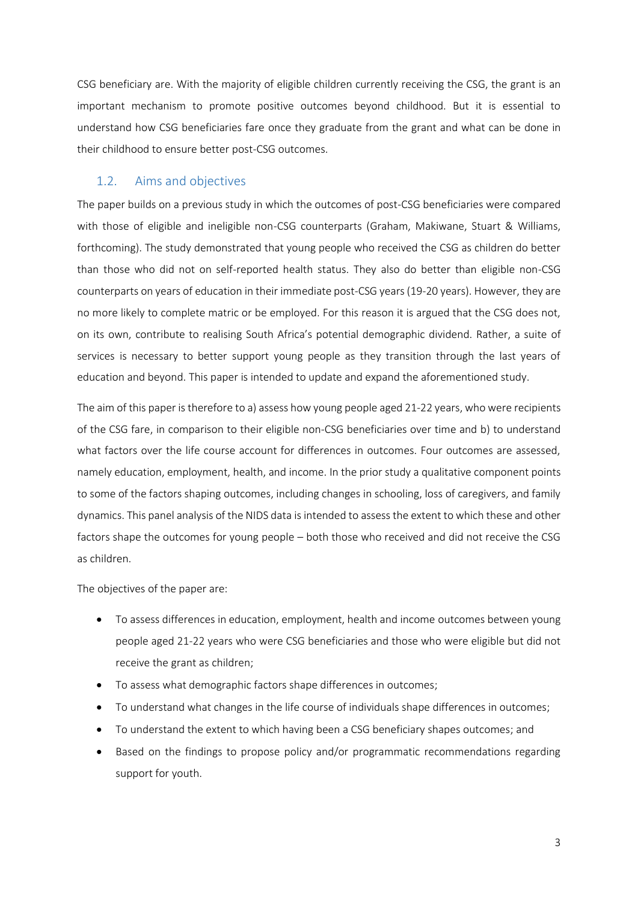CSG beneficiary are. With the majority of eligible children currently receiving the CSG, the grant is an important mechanism to promote positive outcomes beyond childhood. But it is essential to understand how CSG beneficiaries fare once they graduate from the grant and what can be done in their childhood to ensure better post-CSG outcomes.

## 1.2. Aims and objectives

The paper builds on a previous study in which the outcomes of post-CSG beneficiaries were compared with those of eligible and ineligible non-CSG counterparts (Graham, Makiwane, Stuart & Williams, forthcoming). The study demonstrated that young people who received the CSG as children do better than those who did not on self-reported health status. They also do better than eligible non-CSG counterparts on years of education in their immediate post-CSG years (19-20 years). However, they are no more likely to complete matric or be employed. For this reason it is argued that the CSG does not, on its own, contribute to realising South Africa's potential demographic dividend. Rather, a suite of services is necessary to better support young people as they transition through the last years of education and beyond. This paper is intended to update and expand the aforementioned study.

The aim of this paper is therefore to a) assess how young people aged 21-22 years, who were recipients of the CSG fare, in comparison to their eligible non-CSG beneficiaries over time and b) to understand what factors over the life course account for differences in outcomes. Four outcomes are assessed, namely education, employment, health, and income. In the prior study a qualitative component points to some of the factors shaping outcomes, including changes in schooling, loss of caregivers, and family dynamics. This panel analysis of the NIDS data is intended to assess the extent to which these and other factors shape the outcomes for young people – both those who received and did not receive the CSG as children.

The objectives of the paper are:

- To assess differences in education, employment, health and income outcomes between young people aged 21-22 years who were CSG beneficiaries and those who were eligible but did not receive the grant as children;
- To assess what demographic factors shape differences in outcomes;
- To understand what changes in the life course of individuals shape differences in outcomes;
- To understand the extent to which having been a CSG beneficiary shapes outcomes; and
- Based on the findings to propose policy and/or programmatic recommendations regarding support for youth.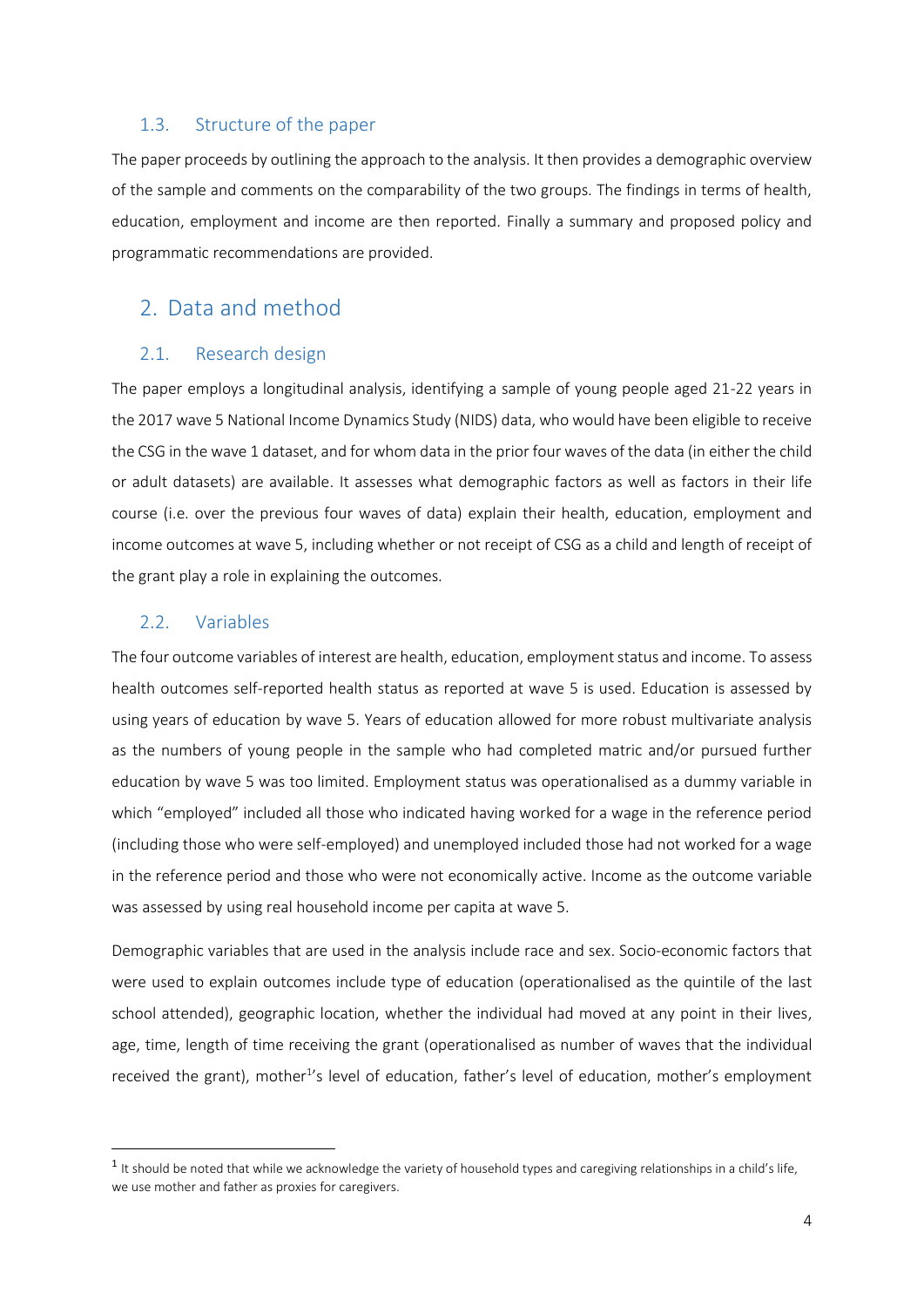### 1.3. Structure of the paper

The paper proceeds by outlining the approach to the analysis. It then provides a demographic overview of the sample and comments on the comparability of the two groups. The findings in terms of health, education, employment and income are then reported. Finally a summary and proposed policy and programmatic recommendations are provided.

## 2. Data and method

### 2.1. Research design

The paper employs a longitudinal analysis, identifying a sample of young people aged 21-22 years in the 2017 wave 5 National Income Dynamics Study (NIDS) data, who would have been eligible to receive the CSG in the wave 1 dataset, and for whom data in the prior four waves of the data (in either the child or adult datasets) are available. It assesses what demographic factors as well as factors in their life course (i.e. over the previous four waves of data) explain their health, education, employment and income outcomes at wave 5, including whether or not receipt of CSG as a child and length of receipt of the grant play a role in explaining the outcomes.

### 2.2. Variables

The four outcome variables of interest are health, education, employment status and income. To assess health outcomes self-reported health status as reported at wave 5 is used. Education is assessed by using years of education by wave 5. Years of education allowed for more robust multivariate analysis as the numbers of young people in the sample who had completed matric and/or pursued further education by wave 5 was too limited. Employment status was operationalised as a dummy variable in which "employed" included all those who indicated having worked for a wage in the reference period (including those who were self-employed) and unemployed included those had not worked for a wage in the reference period and those who were not economically active. Income as the outcome variable was assessed by using real household income per capita at wave 5.

Demographic variables that are used in the analysis include race and sex. Socio-economic factors that were used to explain outcomes include type of education (operationalised as the quintile of the last school attended), geographic location, whether the individual had moved at any point in their lives, age, time, length of time receiving the grant (operationalised as number of waves that the individual received the grant), mother[1]'s level of education, father's level of education, mother's employment

[1] It should be noted that while we acknowledge the variety of household types and caregiving relationships in a child's life, we use mother and father as proxies for caregivers.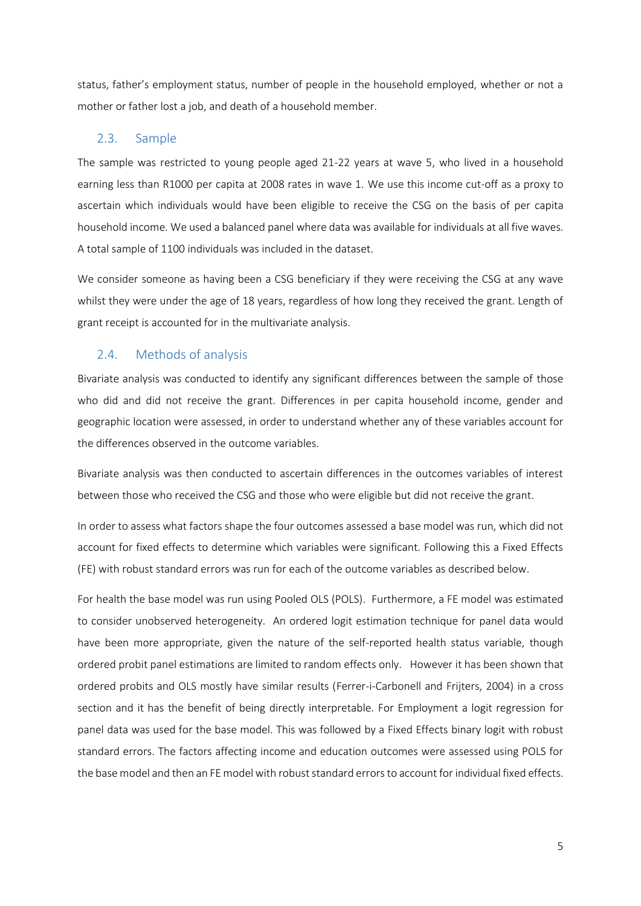status, father's employment status, number of people in the household employed, whether or not a mother or father lost a job, and death of a household member.

## 2.3. Sample

The sample was restricted to young people aged 21-22 years at wave 5, who lived in a household earning less than R1000 per capita at 2008 rates in wave 1. We use this income cut-off as a proxy to ascertain which individuals would have been eligible to receive the CSG on the basis of per capita household income. We used a balanced panel where data was available for individuals at all five waves. A total sample of 1100 individuals was included in the dataset.

We consider someone as having been a CSG beneficiary if they were receiving the CSG at any wave whilst they were under the age of 18 years, regardless of how long they received the grant. Length of grant receipt is accounted for in the multivariate analysis.

## 2.4. Methods of analysis

Bivariate analysis was conducted to identify any significant differences between the sample of those who did and did not receive the grant. Differences in per capita household income, gender and geographic location were assessed, in order to understand whether any of these variables account for the differences observed in the outcome variables.

Bivariate analysis was then conducted to ascertain differences in the outcomes variables of interest between those who received the CSG and those who were eligible but did not receive the grant.

In order to assess what factors shape the four outcomes assessed a base model was run, which did not account for fixed effects to determine which variables were significant. Following this a Fixed Effects (FE) with robust standard errors was run for each of the outcome variables as described below.

For health the base model was run using Pooled OLS (POLS). Furthermore, a FE model was estimated to consider unobserved heterogeneity. An ordered logit estimation technique for panel data would have been more appropriate, given the nature of the self-reported health status variable, though ordered probit panel estimations are limited to random effects only. However it has been shown that ordered probits and OLS mostly have similar results (Ferrer-i-Carbonell and Frijters, 2004) in a cross section and it has the benefit of being directly interpretable. For Employment a logit regression for panel data was used for the base model. This was followed by a Fixed Effects binary logit with robust standard errors. The factors affecting income and education outcomes were assessed using POLS for the base model and then an FE model with robust standard errors to account for individual fixed effects.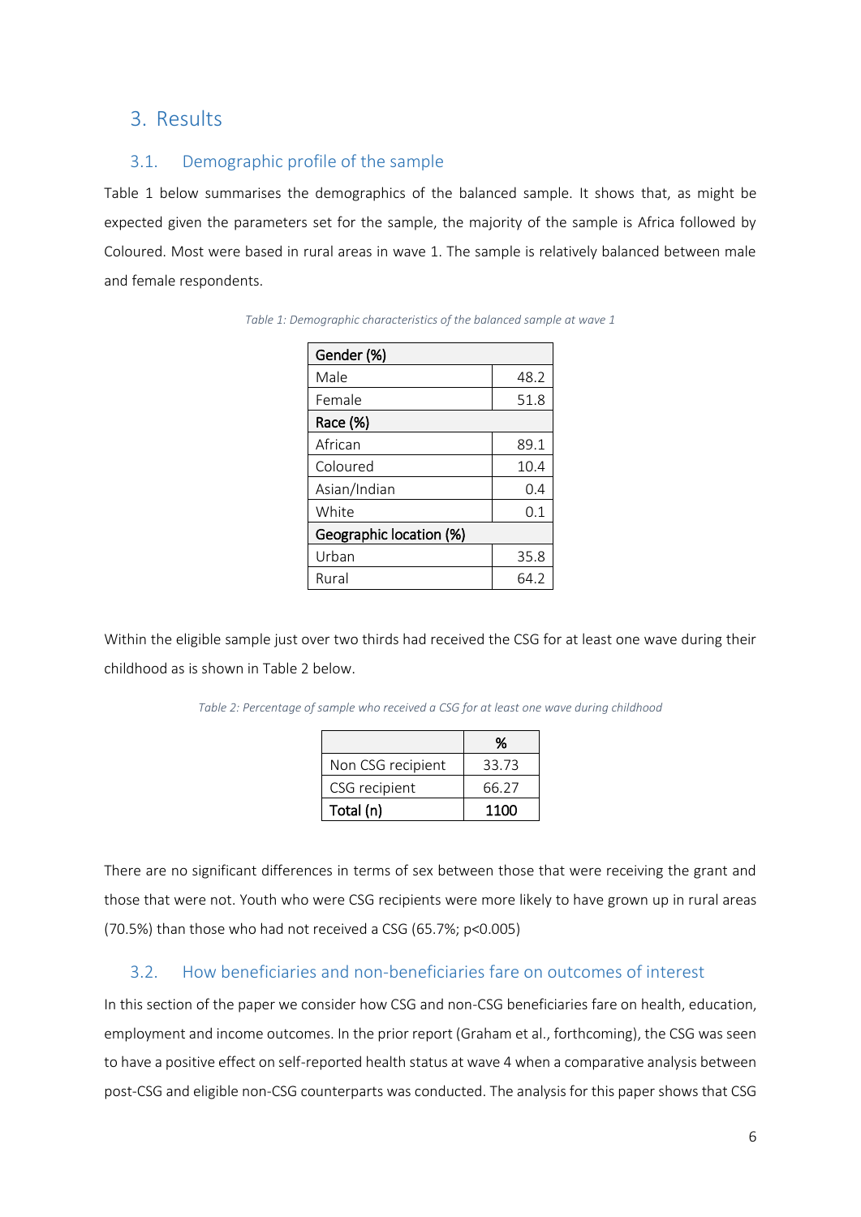# 3. Results

## 3.1. Demographic profile of the sample

Table 1 below summarises the demographics of the balanced sample. It shows that, as might be expected given the parameters set for the sample, the majority of the sample is Africa followed by Coloured. Most were based in rural areas in wave 1. The sample is relatively balanced between male and female respondents.

*Table 1: Demographic characteristics of the balanced sample at wave 1*

| **Gender (%)** | |
|---|---|
| Male | 48.2 |
| Female | 51.8 |
| **Race (%)** | |
| African | 89.1 |
| Coloured | 10.4 |
| Asian/Indian | 0.4 |
| White | 0.1 |
| **Geographic location (%)** | |
| Urban | 35.8 |
| Rural | 64.2 |

Within the eligible sample just over two thirds had received the CSG for at least one wave during their childhood as is shown in Table 2 below.

*Table 2: Percentage of sample who received a CSG for at least one wave during childhood*

| | **%** |
|---|---|
| Non CSG recipient | 33.73 |
| CSG recipient | 66.27 |
| **Total (n)** | **1100** |

There are no significant differences in terms of sex between those that were receiving the grant and those that were not. Youth who were CSG recipients were more likely to have grown up in rural areas (70.5%) than those who had not received a CSG (65.7%; $p<0.005$)

## 3.2. How beneficiaries and non-beneficiaries fare on outcomes of interest

In this section of the paper we consider how CSG and non-CSG beneficiaries fare on health, education, employment and income outcomes. In the prior report (Graham et al., forthcoming), the CSG was seen to have a positive effect on self-reported health status at wave 4 when a comparative analysis between post-CSG and eligible non-CSG counterparts was conducted. The analysis for this paper shows that CSG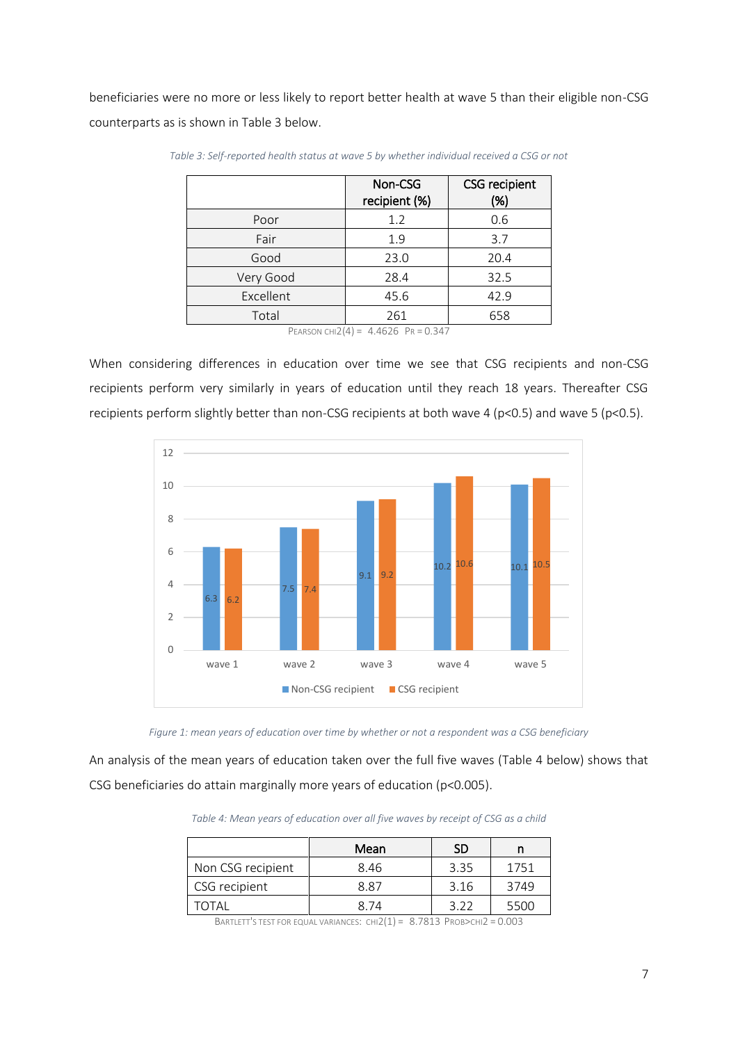beneficiaries were no more or less likely to report better health at wave 5 than their eligible non-CSG counterparts as is shown in Table 3 below.

*Table 3: Self-reported health status at wave 5 by whether individual received a CSG or not*

| | Non-CSG recipient (%) | CSG recipient (%) |
|---|---|---|
| Poor | 1.2 | 0.6 |
| Fair | 1.9 | 3.7 |
| Good | 23.0 | 20.4 |
| Very Good | 28.4 | 32.5 |
| Excellent | 45.6 | 42.9 |
| Total | 261 | 658 |

PEARSON CHI2(4) = 4.4626 PR = 0.347

When considering differences in education over time we see that CSG recipients and non-CSG recipients perform very similarly in years of education until they reach 18 years. Thereafter CSG recipients perform slightly better than non-CSG recipients at both wave 4 ($p<0.5$) and wave 5 ($p<0.5$).

*Figure 1: mean years of education over time by whether or not a respondent was a CSG beneficiary*

An analysis of the mean years of education taken over the full five waves (Table 4 below) shows that CSG beneficiaries do attain marginally more years of education ($p<0.005$).

*Table 4: Mean years of education over all five waves by receipt of CSG as a child*

| | Mean | SD | n |
|---|---|---|---|
| Non CSG recipient | 8.46 | 3.35 | 1751 |
| CSG recipient | 8.87 | 3.16 | 3749 |
| TOTAL | 8.74 | 3.22 | 5500 |

BARTLETT'S TEST FOR EQUAL VARIANCES: CHI2(1) = 8.7813 PROB>CHI2 = 0.003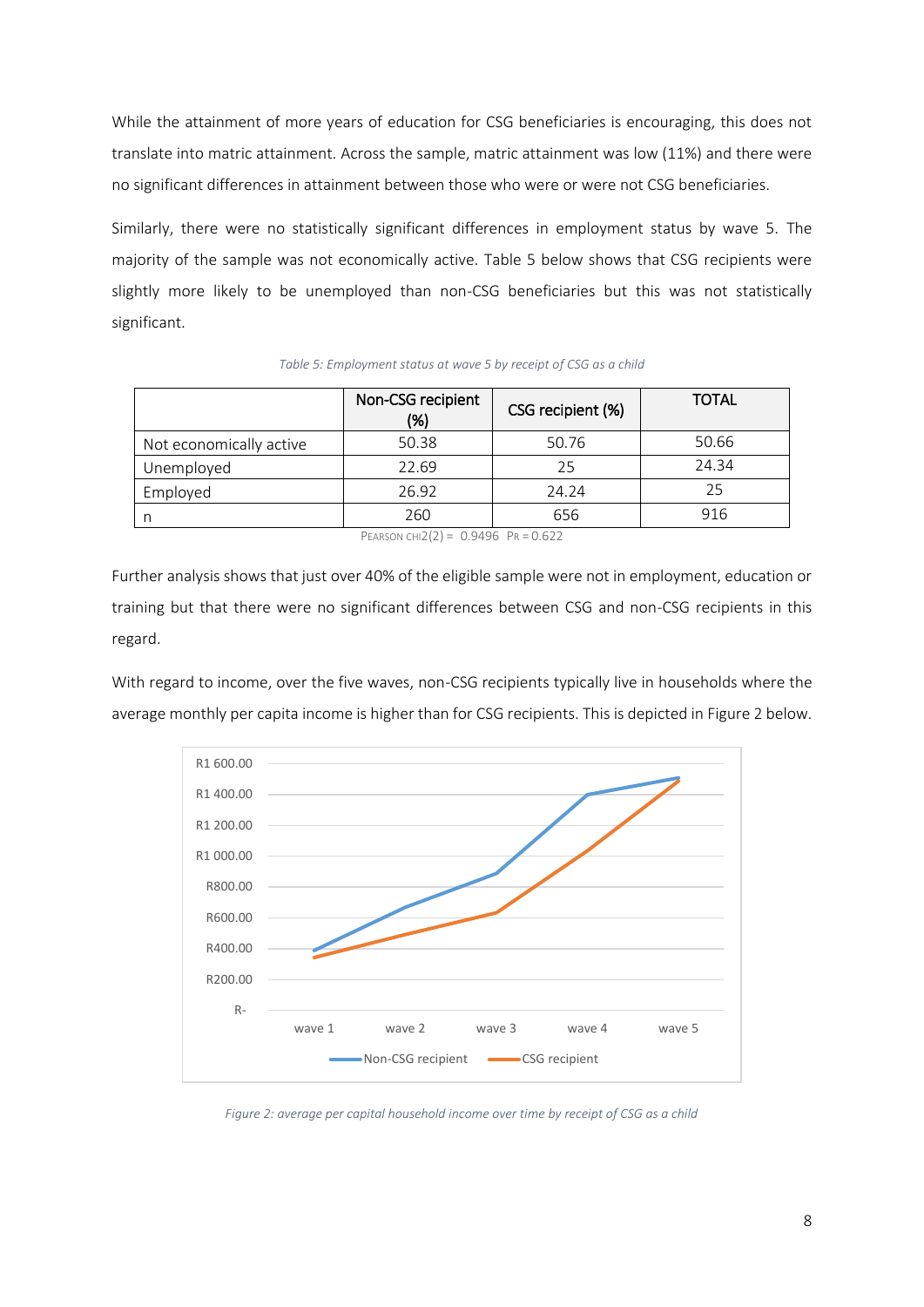While the attainment of more years of education for CSG beneficiaries is encouraging, this does not translate into matric attainment. Across the sample, matric attainment was low (11%) and there were no significant differences in attainment between those who were or were not CSG beneficiaries.

Similarly, there were no statistically significant differences in employment status by wave 5. The majority of the sample was not economically active. Table 5 below shows that CSG recipients were slightly more likely to be unemployed than non-CSG beneficiaries but this was not statistically significant.

*Table 5: Employment status at wave 5 by receipt of CSG as a child*

| | Non-CSG recipient (%) | CSG recipient (%) | TOTAL |
|---|---|---|---|
| Not economically active | 50.38 | 50.76 | 50.66 |
| Unemployed | 22.69 | 25 | 24.34 |
| Employed | 26.92 | 24.24 | 25 |
| n | 260 | 656 | 916 |

Pearson chi2(2) = 0.9496 Pr = 0.622

Further analysis shows that just over 40% of the eligible sample were not in employment, education or training but that there were no significant differences between CSG and non-CSG recipients in this regard.

With regard to income, over the five waves, non-CSG recipients typically live in households where the average monthly per capita income is higher than for CSG recipients. This is depicted in Figure 2 below.

*Figure 2: average per capital household income over time by receipt of CSG as a child*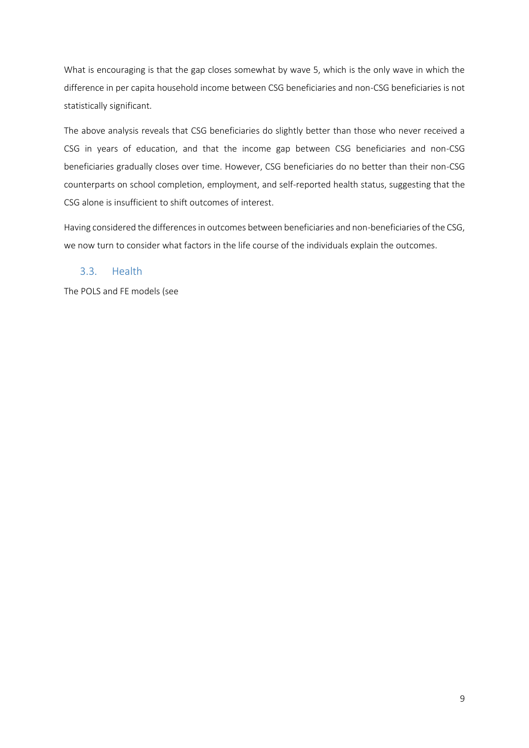What is encouraging is that the gap closes somewhat by wave 5, which is the only wave in which the difference in per capita household income between CSG beneficiaries and non-CSG beneficiaries is not statistically significant.

The above analysis reveals that CSG beneficiaries do slightly better than those who never received a CSG in years of education, and that the income gap between CSG beneficiaries and non-CSG beneficiaries gradually closes over time. However, CSG beneficiaries do no better than their non-CSG counterparts on school completion, employment, and self-reported health status, suggesting that the CSG alone is insufficient to shift outcomes of interest.

Having considered the differences in outcomes between beneficiaries and non-beneficiaries of the CSG, we now turn to consider what factors in the life course of the individuals explain the outcomes.

### 3.3. Health

The POLS and FE models (see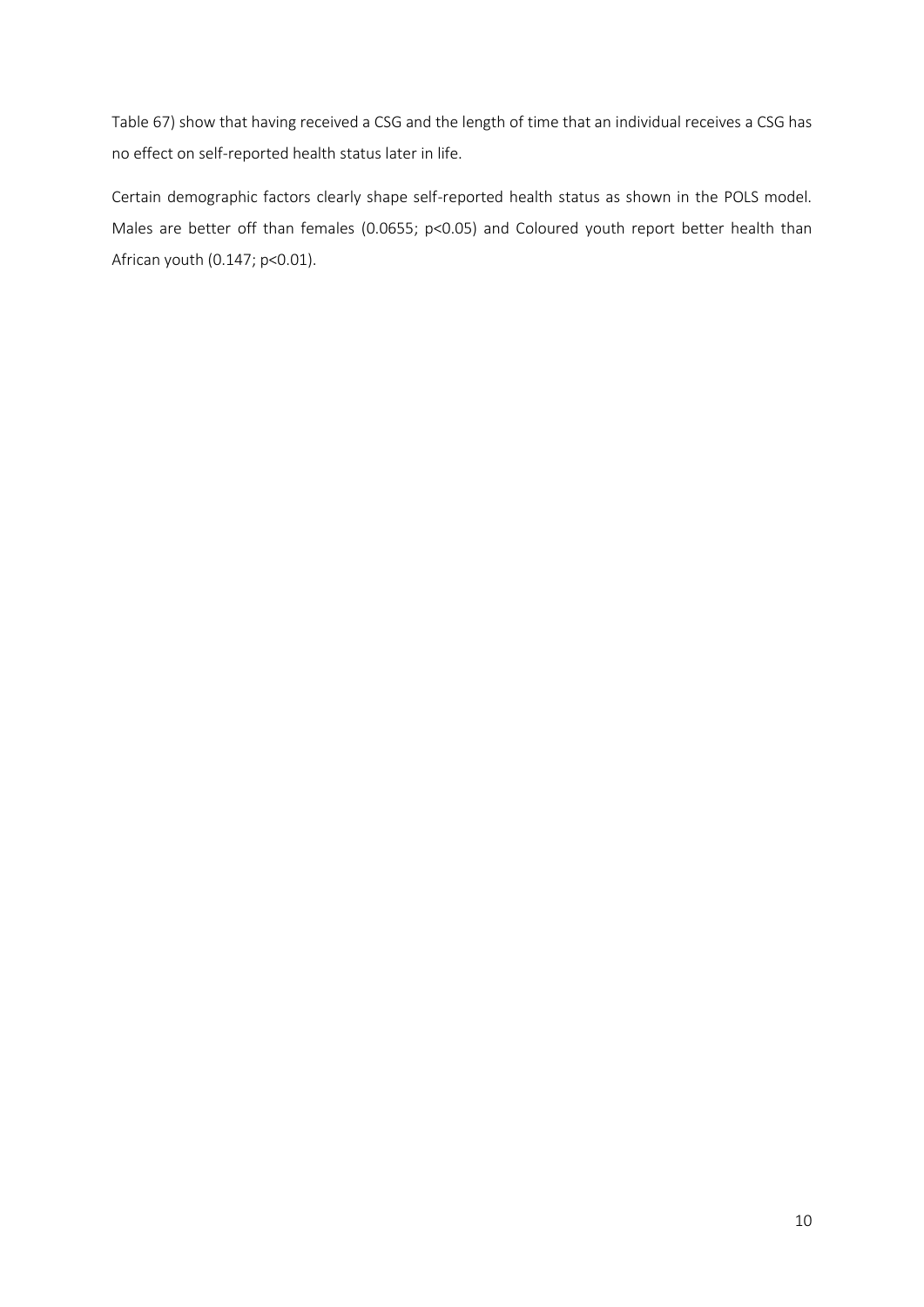Table 67) show that having received a CSG and the length of time that an individual receives a CSG has no effect on self-reported health status later in life.

Certain demographic factors clearly shape self-reported health status as shown in the POLS model. Males are better off than females (0.0655; $p<0.05$) and Coloured youth report better health than African youth (0.147; $p<0.01$).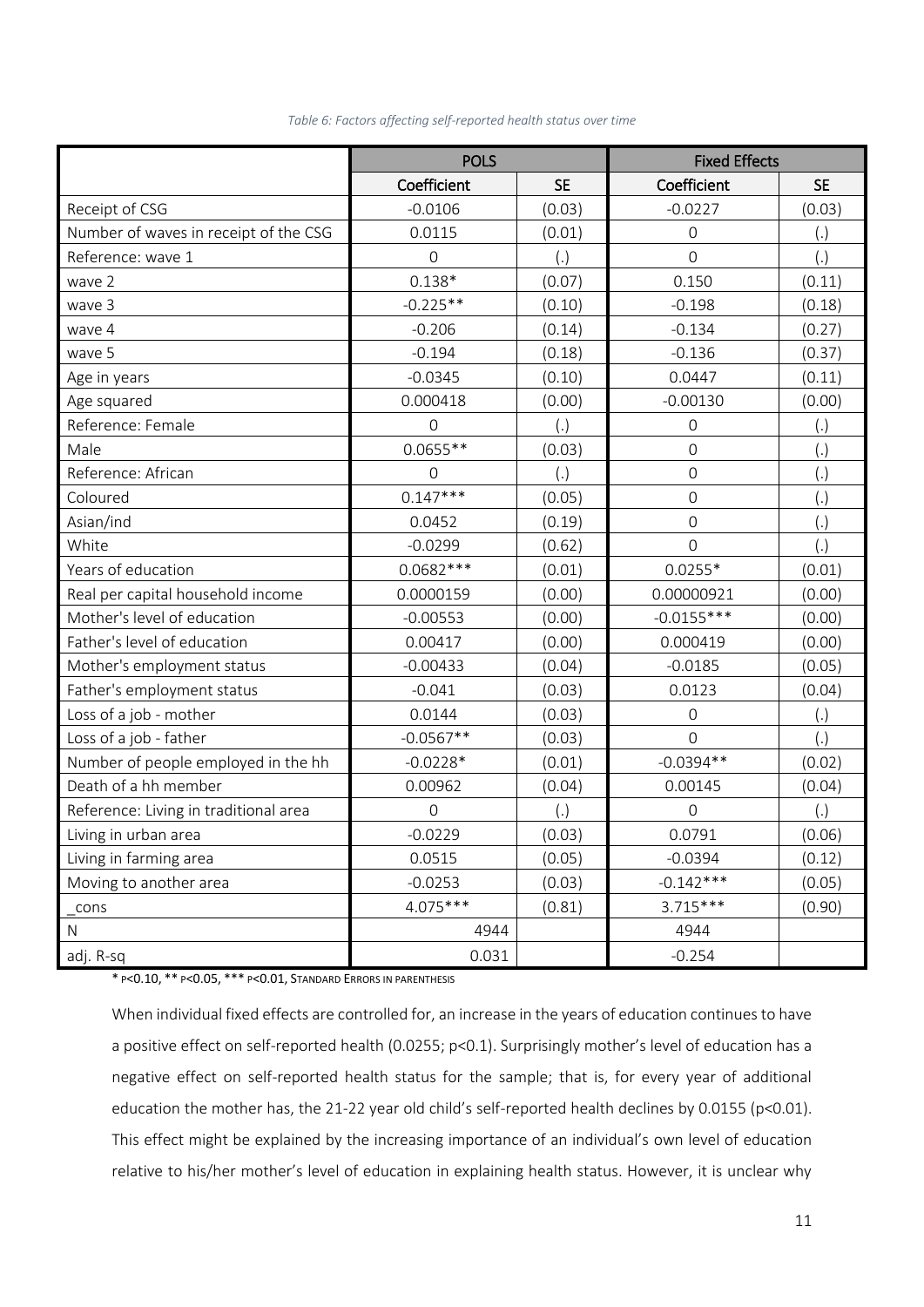*Table 6: Factors affecting self-reported health status over time*

| | POLS | | Fixed Effects | |
|---|---|---|---|---|
| | Coefficient | SE | Coefficient | SE |
| Receipt of CSG | -0.0106 | (0.03) | -0.0227 | (0.03) |
| Number of waves in receipt of the CSG | 0.0115 | (0.01) | 0 | (.) |
| Reference: wave 1 | 0 | (.) | 0 | (.) |
| wave 2 | 0.138* | (0.07) | 0.150 | (0.11) |
| wave 3 | -0.225** | (0.10) | -0.198 | (0.18) |
| wave 4 | -0.206 | (0.14) | -0.134 | (0.27) |
| wave 5 | -0.194 | (0.18) | -0.136 | (0.37) |
| Age in years | -0.0345 | (0.10) | 0.0447 | (0.11) |
| Age squared | 0.000418 | (0.00) | -0.00130 | (0.00) |
| Reference: Female | 0 | (.) | 0 | (.) |
| Male | 0.0655** | (0.03) | 0 | (.) |
| Reference: African | 0 | (.) | 0 | (.) |
| Coloured | 0.147*** | (0.05) | 0 | (.) |
| Asian/ind | 0.0452 | (0.19) | 0 | (.) |
| White | -0.0299 | (0.62) | 0 | (.) |
| Years of education | 0.0682*** | (0.01) | 0.0255* | (0.01) |
| Real per capital household income | 0.0000159 | (0.00) | 0.00000921 | (0.00) |
| Mother's level of education | -0.00553 | (0.00) | -0.0155*** | (0.00) |
| Father's level of education | 0.00417 | (0.00) | 0.000419 | (0.00) |
| Mother's employment status | -0.00433 | (0.04) | -0.0185 | (0.05) |
| Father's employment status | -0.041 | (0.03) | 0.0123 | (0.04) |
| Loss of a job - mother | 0.0144 | (0.03) | 0 | (.) |
| Loss of a job - father | -0.0567** | (0.03) | 0 | (.) |
| Number of people employed in the hh | -0.0228* | (0.01) | -0.0394** | (0.02) |
| Death of a hh member | 0.00962 | (0.04) | 0.00145 | (0.04) |
| Reference: Living in traditional area | 0 | (.) | 0 | (.) |
| Living in urban area | -0.0229 | (0.03) | 0.0791 | (0.06) |
| Living in farming area | 0.0515 | (0.05) | -0.0394 | (0.12) |
| Moving to another area | -0.0253 | (0.03) | -0.142*** | (0.05) |
| _cons | 4.075*** | (0.81) | 3.715*** | (0.90) |
| N | 4944 | | 4944 | |
| adj. R-sq | 0.031 | | -0.254 | |

* P<0.10, ** P<0.05, *** P<0.01, STANDARD ERRORS IN PARENTHESIS

When individual fixed effects are controlled for, an increase in the years of education continues to have a positive effect on self-reported health (0.0255; p<0.1). Surprisingly mother's level of education has a negative effect on self-reported health status for the sample; that is, for every year of additional education the mother has, the 21-22 year old child's self-reported health declines by 0.0155 (p<0.01). This effect might be explained by the increasing importance of an individual's own level of education relative to his/her mother's level of education in explaining health status. However, it is unclear why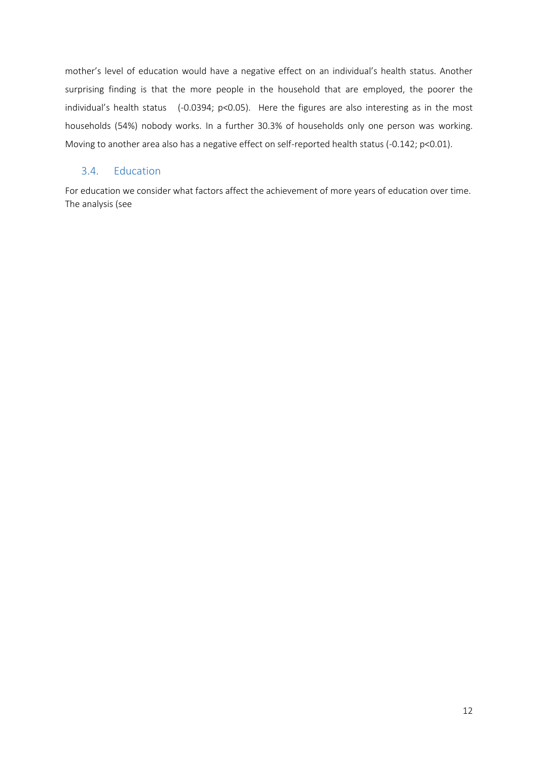mother's level of education would have a negative effect on an individual's health status. Another surprising finding is that the more people in the household that are employed, the poorer the individual's health status (-0.0394; $p<0.05$). Here the figures are also interesting as in the most households (54%) nobody works. In a further 30.3% of households only one person was working. Moving to another area also has a negative effect on self-reported health status (-0.142; $p<0.01$).

### 3.4. Education

For education we consider what factors affect the achievement of more years of education over time. The analysis (see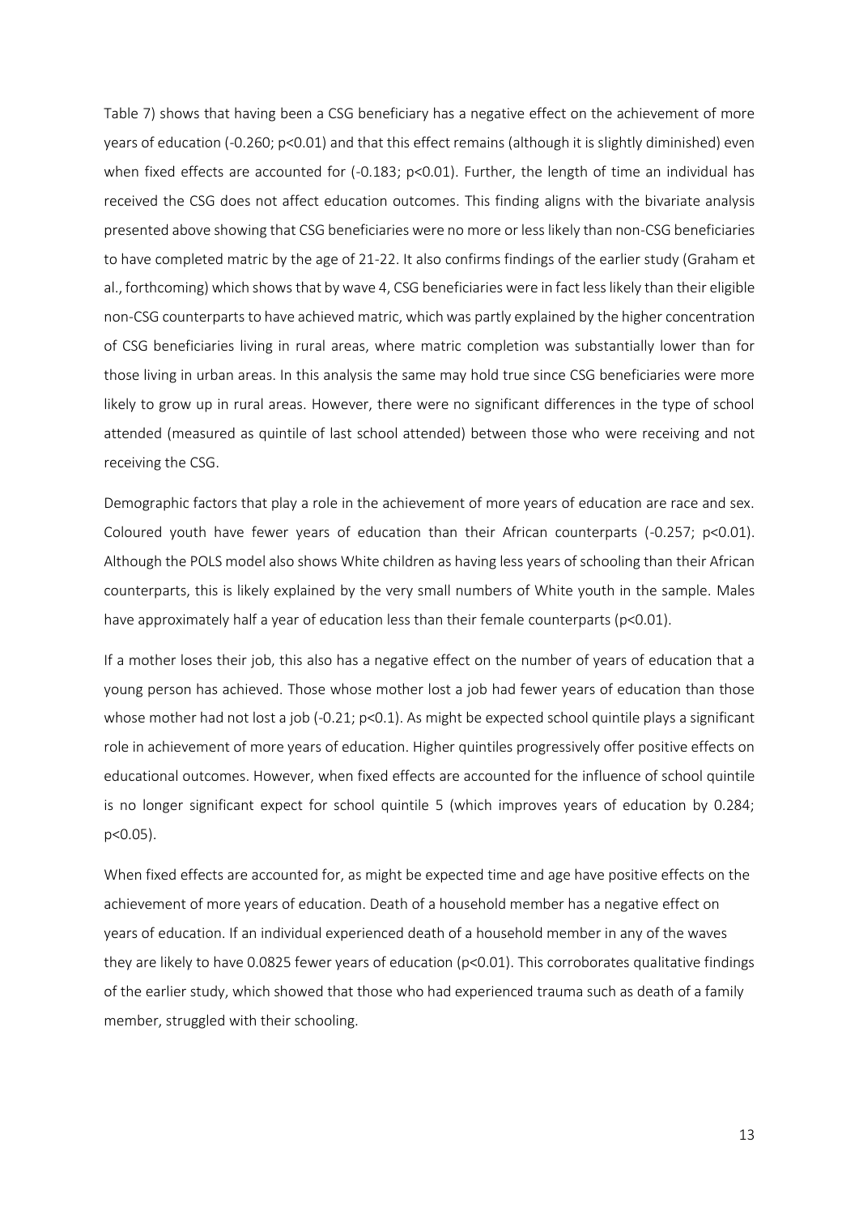Table 7) shows that having been a CSG beneficiary has a negative effect on the achievement of more years of education (-0.260; $p<0.01$) and that this effect remains (although it is slightly diminished) even when fixed effects are accounted for (-0.183; $p<0.01$). Further, the length of time an individual has received the CSG does not affect education outcomes. This finding aligns with the bivariate analysis presented above showing that CSG beneficiaries were no more or less likely than non-CSG beneficiaries to have completed matric by the age of 21-22. It also confirms findings of the earlier study (Graham et al., forthcoming) which shows that by wave 4, CSG beneficiaries were in fact less likely than their eligible non-CSG counterparts to have achieved matric, which was partly explained by the higher concentration of CSG beneficiaries living in rural areas, where matric completion was substantially lower than for those living in urban areas. In this analysis the same may hold true since CSG beneficiaries were more likely to grow up in rural areas. However, there were no significant differences in the type of school attended (measured as quintile of last school attended) between those who were receiving and not receiving the CSG.

Demographic factors that play a role in the achievement of more years of education are race and sex. Coloured youth have fewer years of education than their African counterparts (-0.257; $p<0.01$). Although the POLS model also shows White children as having less years of schooling than their African counterparts, this is likely explained by the very small numbers of White youth in the sample. Males have approximately half a year of education less than their female counterparts ($p<0.01$).

If a mother loses their job, this also has a negative effect on the number of years of education that a young person has achieved. Those whose mother lost a job had fewer years of education than those whose mother had not lost a job (-0.21; $p<0.1$). As might be expected school quintile plays a significant role in achievement of more years of education. Higher quintiles progressively offer positive effects on educational outcomes. However, when fixed effects are accounted for the influence of school quintile is no longer significant expect for school quintile 5 (which improves years of education by 0.284; $p<0.05$).

When fixed effects are accounted for, as might be expected time and age have positive effects on the achievement of more years of education. Death of a household member has a negative effect on years of education. If an individual experienced death of a household member in any of the waves they are likely to have 0.0825 fewer years of education ($p<0.01$). This corroborates qualitative findings of the earlier study, which showed that those who had experienced trauma such as death of a family member, struggled with their schooling.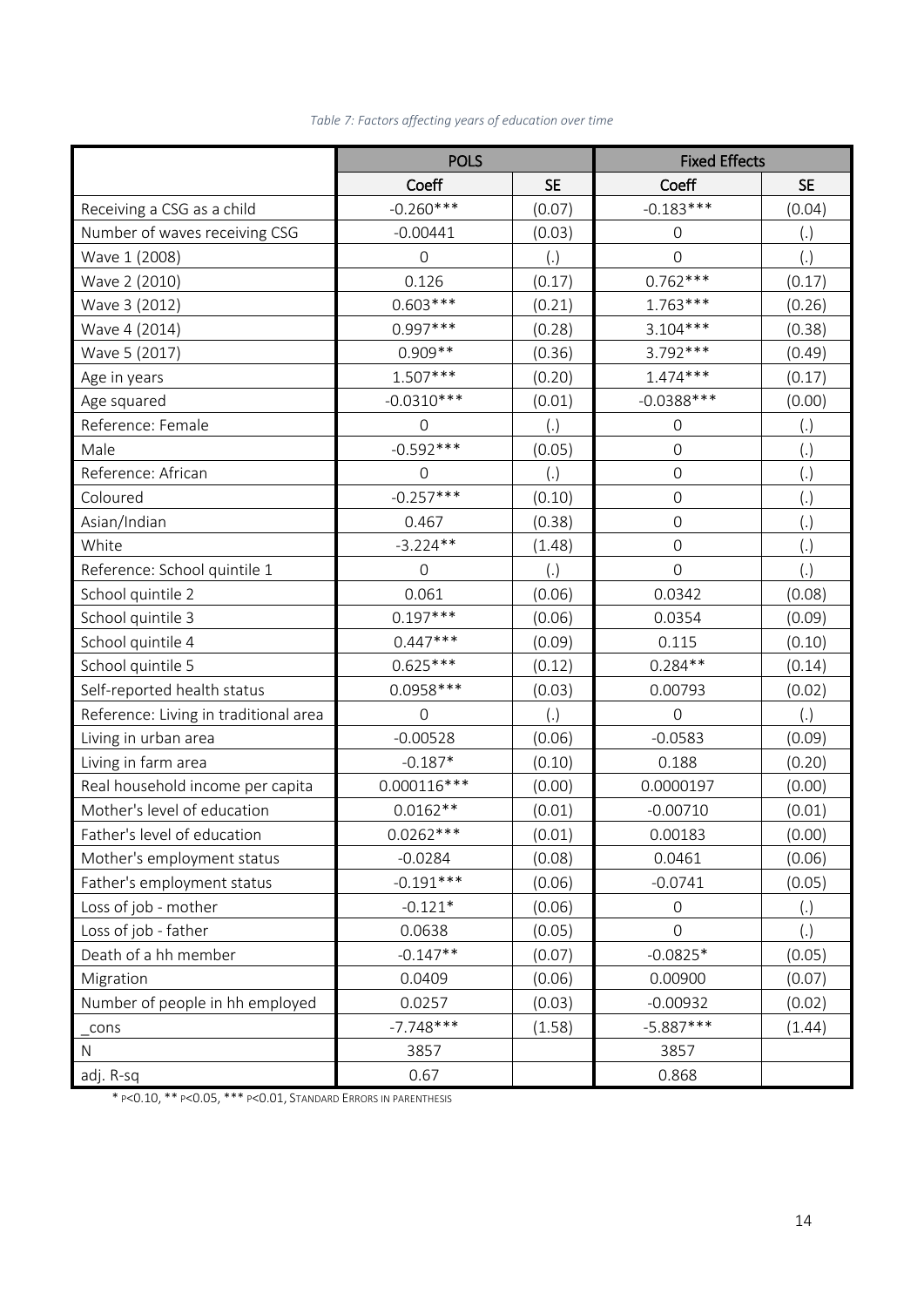*Table 7: Factors affecting years of education over time*

| | POLS | | Fixed Effects | |
|---|---|---|---|---|
| | Coeff | SE | Coeff | SE |
| Receiving a CSG as a child | -0.260*** | (0.07) | -0.183*** | (0.04) |
| Number of waves receiving CSG | -0.00441 | (0.03) | 0 | (.) |
| Wave 1 (2008) | 0 | (.) | 0 | (.) |
| Wave 2 (2010) | 0.126 | (0.17) | 0.762*** | (0.17) |
| Wave 3 (2012) | 0.603*** | (0.21) | 1.763*** | (0.26) |
| Wave 4 (2014) | 0.997*** | (0.28) | 3.104*** | (0.38) |
| Wave 5 (2017) | 0.909** | (0.36) | 3.792*** | (0.49) |
| Age in years | 1.507*** | (0.20) | 1.474*** | (0.17) |
| Age squared | -0.0310*** | (0.01) | -0.0388*** | (0.00) |
| Reference: Female | 0 | (.) | 0 | (.) |
| Male | -0.592*** | (0.05) | 0 | (.) |
| Reference: African | 0 | (.) | 0 | (.) |
| Coloured | -0.257*** | (0.10) | 0 | (.) |
| Asian/Indian | 0.467 | (0.38) | 0 | (.) |
| White | -3.224** | (1.48) | 0 | (.) |
| Reference: School quintile 1 | 0 | (.) | 0 | (.) |
| School quintile 2 | 0.061 | (0.06) | 0.0342 | (0.08) |
| School quintile 3 | 0.197*** | (0.06) | 0.0354 | (0.09) |
| School quintile 4 | 0.447*** | (0.09) | 0.115 | (0.10) |
| School quintile 5 | 0.625*** | (0.12) | 0.284** | (0.14) |
| Self-reported health status | 0.0958*** | (0.03) | 0.00793 | (0.02) |
| Reference: Living in traditional area | 0 | (.) | 0 | (.) |
| Living in urban area | -0.00528 | (0.06) | -0.0583 | (0.09) |
| Living in farm area | -0.187* | (0.10) | 0.188 | (0.20) |
| Real household income per capita | 0.000116*** | (0.00) | 0.0000197 | (0.00) |
| Mother's level of education | 0.0162** | (0.01) | -0.00710 | (0.01) |
| Father's level of education | 0.0262*** | (0.01) | 0.00183 | (0.00) |
| Mother's employment status | -0.0284 | (0.08) | 0.0461 | (0.06) |
| Father's employment status | -0.191*** | (0.06) | -0.0741 | (0.05) |
| Loss of job - mother | -0.121* | (0.06) | 0 | (.) |
| Loss of job - father | 0.0638 | (0.05) | 0 | (.) |
| Death of a hh member | -0.147** | (0.07) | -0.0825* | (0.05) |
| Migration | 0.0409 | (0.06) | 0.00900 | (0.07) |
| Number of people in hh employed | 0.0257 | (0.03) | -0.00932 | (0.02) |
| _cons | -7.748*** | (1.58) | -5.887*** | (1.44) |
| N | 3857 | | 3857 | |
| adj. R-sq | 0.67 | | 0.868 | |

* $p<0.10$, ** $p<0.05$, *** $p<0.01$, Standard errors in parenthesis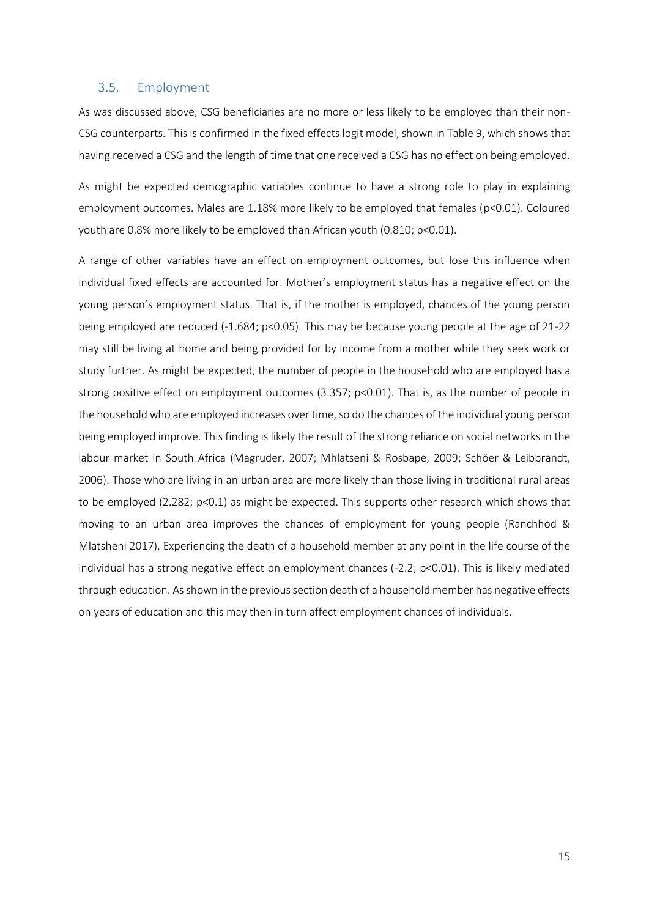## 3.5. Employment

As was discussed above, CSG beneficiaries are no more or less likely to be employed than their non-CSG counterparts. This is confirmed in the fixed effects logit model, shown in Table 9, which shows that having received a CSG and the length of time that one received a CSG has no effect on being employed.

As might be expected demographic variables continue to have a strong role to play in explaining employment outcomes. Males are 1.18% more likely to be employed that females ($p<0.01$). Coloured youth are 0.8% more likely to be employed than African youth (0.810; $p<0.01$).

A range of other variables have an effect on employment outcomes, but lose this influence when individual fixed effects are accounted for. Mother's employment status has a negative effect on the young person's employment status. That is, if the mother is employed, chances of the young person being employed are reduced (-1.684; $p<0.05$). This may be because young people at the age of 21-22 may still be living at home and being provided for by income from a mother while they seek work or study further. As might be expected, the number of people in the household who are employed has a strong positive effect on employment outcomes (3.357; $p<0.01$). That is, as the number of people in the household who are employed increases over time, so do the chances of the individual young person being employed improve. This finding is likely the result of the strong reliance on social networks in the labour market in South Africa (Magruder, 2007; Mhlatseni & Rosbape, 2009; Schöer & Leibbrandt, 2006). Those who are living in an urban area are more likely than those living in traditional rural areas to be employed (2.282; $p<0.1$) as might be expected. This supports other research which shows that moving to an urban area improves the chances of employment for young people (Ranchhod & Mlatsheni 2017). Experiencing the death of a household member at any point in the life course of the individual has a strong negative effect on employment chances (-2.2; $p<0.01$). This is likely mediated through education. As shown in the previous section death of a household member has negative effects on years of education and this may then in turn affect employment chances of individuals.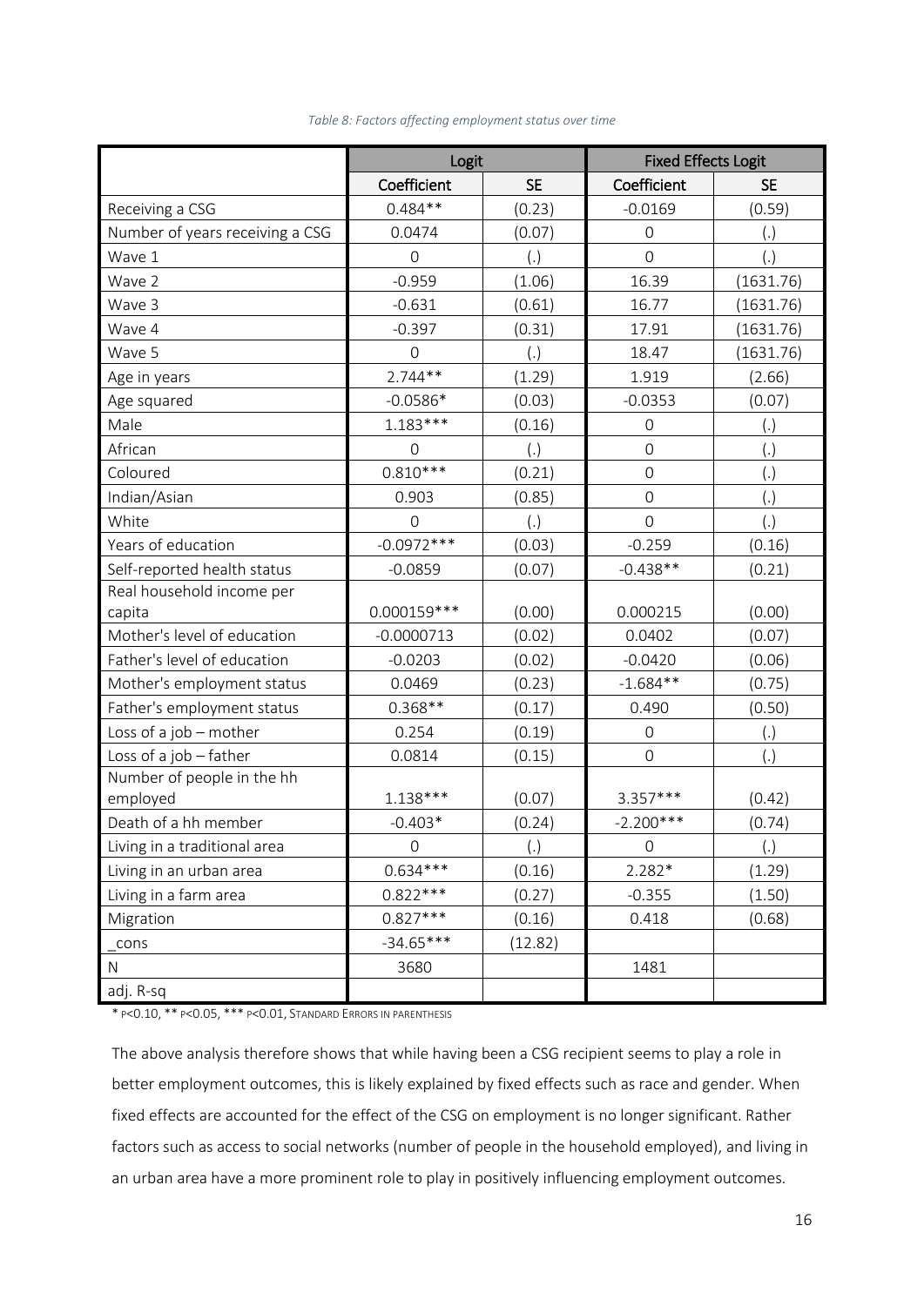*Table 8: Factors affecting employment status over time*

| | Logit | | Fixed Effects Logit | |
|---|---|---|---|---|
| | Coefficient | SE | Coefficient | SE |
| Receiving a CSG | 0.484** | (0.23) | -0.0169 | (0.59) |
| Number of years receiving a CSG | 0.0474 | (0.07) | 0 | (.) |
| Wave 1 | 0 | (.) | 0 | (.) |
| Wave 2 | -0.959 | (1.06) | 16.39 | (1631.76) |
| Wave 3 | -0.631 | (0.61) | 16.77 | (1631.76) |
| Wave 4 | -0.397 | (0.31) | 17.91 | (1631.76) |
| Wave 5 | 0 | (.) | 18.47 | (1631.76) |
| Age in years | 2.744** | (1.29) | 1.919 | (2.66) |
| Age squared | -0.0586* | (0.03) | -0.0353 | (0.07) |
| Male | 1.183*** | (0.16) | 0 | (.) |
| African | 0 | (.) | 0 | (.) |
| Coloured | 0.810*** | (0.21) | 0 | (.) |
| Indian/Asian | 0.903 | (0.85) | 0 | (.) |
| White | 0 | (.) | 0 | (.) |
| Years of education | -0.0972*** | (0.03) | -0.259 | (0.16) |
| Self-reported health status | -0.0859 | (0.07) | -0.438** | (0.21) |
| Real household income per capita | 0.000159*** | (0.00) | 0.000215 | (0.00) |
| Mother's level of education | -0.0000713 | (0.02) | 0.0402 | (0.07) |
| Father's level of education | -0.0203 | (0.02) | -0.0420 | (0.06) |
| Mother's employment status | 0.0469 | (0.23) | -1.684** | (0.75) |
| Father's employment status | 0.368** | (0.17) | 0.490 | (0.50) |
| Loss of a job – mother | 0.254 | (0.19) | 0 | (.) |
| Loss of a job – father | 0.0814 | (0.15) | 0 | (.) |
| Number of people in the hh employed | 1.138*** | (0.07) | 3.357*** | (0.42) |
| Death of a hh member | -0.403* | (0.24) | -2.200*** | (0.74) |
| Living in a traditional area | 0 | (.) | 0 | (.) |
| Living in an urban area | 0.634*** | (0.16) | 2.282* | (1.29) |
| Living in a farm area | 0.822*** | (0.27) | -0.355 | (1.50) |
| Migration | 0.827*** | (0.16) | 0.418 | (0.68) |
| _cons | -34.65*** | (12.82) | | |
| N | 3680 | | 1481 | |
| adj. R-sq | | | | |

* $p<0.10$, ** $p<0.05$, *** $p<0.01$, Standard errors in parenthesis

The above analysis therefore shows that while having been a CSG recipient seems to play a role in better employment outcomes, this is likely explained by fixed effects such as race and gender. When fixed effects are accounted for the effect of the CSG on employment is no longer significant. Rather factors such as access to social networks (number of people in the household employed), and living in an urban area have a more prominent role to play in positively influencing employment outcomes.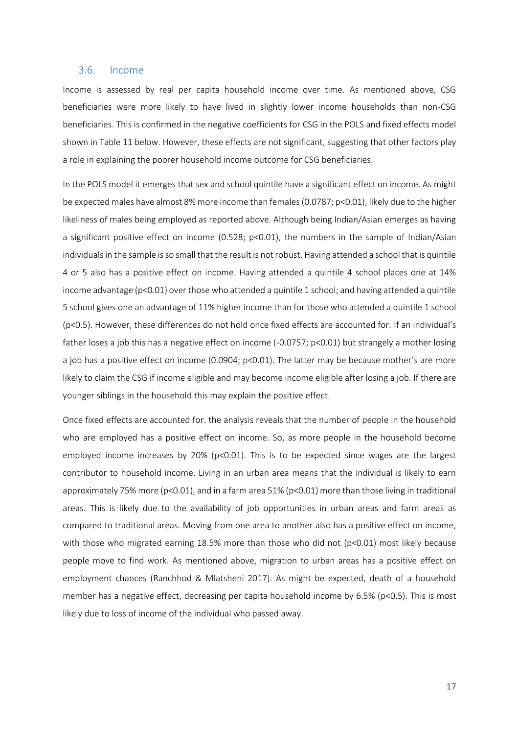### 3.6. Income

Income is assessed by real per capita household income over time. As mentioned above, CSG beneficiaries were more likely to have lived in slightly lower income households than non-CSG beneficiaries. This is confirmed in the negative coefficients for CSG in the POLS and fixed effects model shown in Table 11 below. However, these effects are not significant, suggesting that other factors play a role in explaining the poorer household income outcome for CSG beneficiaries.

In the POLS model it emerges that sex and school quintile have a significant effect on income. As might be expected males have almost 8% more income than females (0.0787; $p<0.01$), likely due to the higher likeliness of males being employed as reported above. Although being Indian/Asian emerges as having a significant positive effect on income (0.528; $p<0.01$), the numbers in the sample of Indian/Asian individuals in the sample is so small that the result is not robust. Having attended a school that is quintile 4 or 5 also has a positive effect on income. Having attended a quintile 4 school places one at 14% income advantage ($p<0.01$) over those who attended a quintile 1 school; and having attended a quintile 5 school gives one an advantage of 11% higher income than for those who attended a quintile 1 school ($p<0.5$). However, these differences do not hold once fixed effects are accounted for. If an individual's father loses a job this has a negative effect on income (-0.0757; $p<0.01$) but strangely a mother losing a job has a positive effect on income (0.0904; $p<0.01$). The latter may be because mother's are more likely to claim the CSG if income eligible and may become income eligible after losing a job. If there are younger siblings in the household this may explain the positive effect.

Once fixed effects are accounted for. the analysis reveals that the number of people in the household who are employed has a positive effect on income. So, as more people in the household become employed income increases by 20% ($p<0.01$). This is to be expected since wages are the largest contributor to household income. Living in an urban area means that the individual is likely to earn approximately 75% more ($p<0.01$), and in a farm area 51% ($p<0.01$) more than those living in traditional areas. This is likely due to the availability of job opportunities in urban areas and farm areas as compared to traditional areas. Moving from one area to another also has a positive effect on income, with those who migrated earning 18.5% more than those who did not ($p<0.01$) most likely because people move to find work. As mentioned above, migration to urban areas has a positive effect on employment chances (Ranchhod & Mlatsheni 2017). As might be expected, death of a household member has a negative effect, decreasing per capita household income by 6.5% ($p<0.5$). This is most likely due to loss of income of the individual who passed away.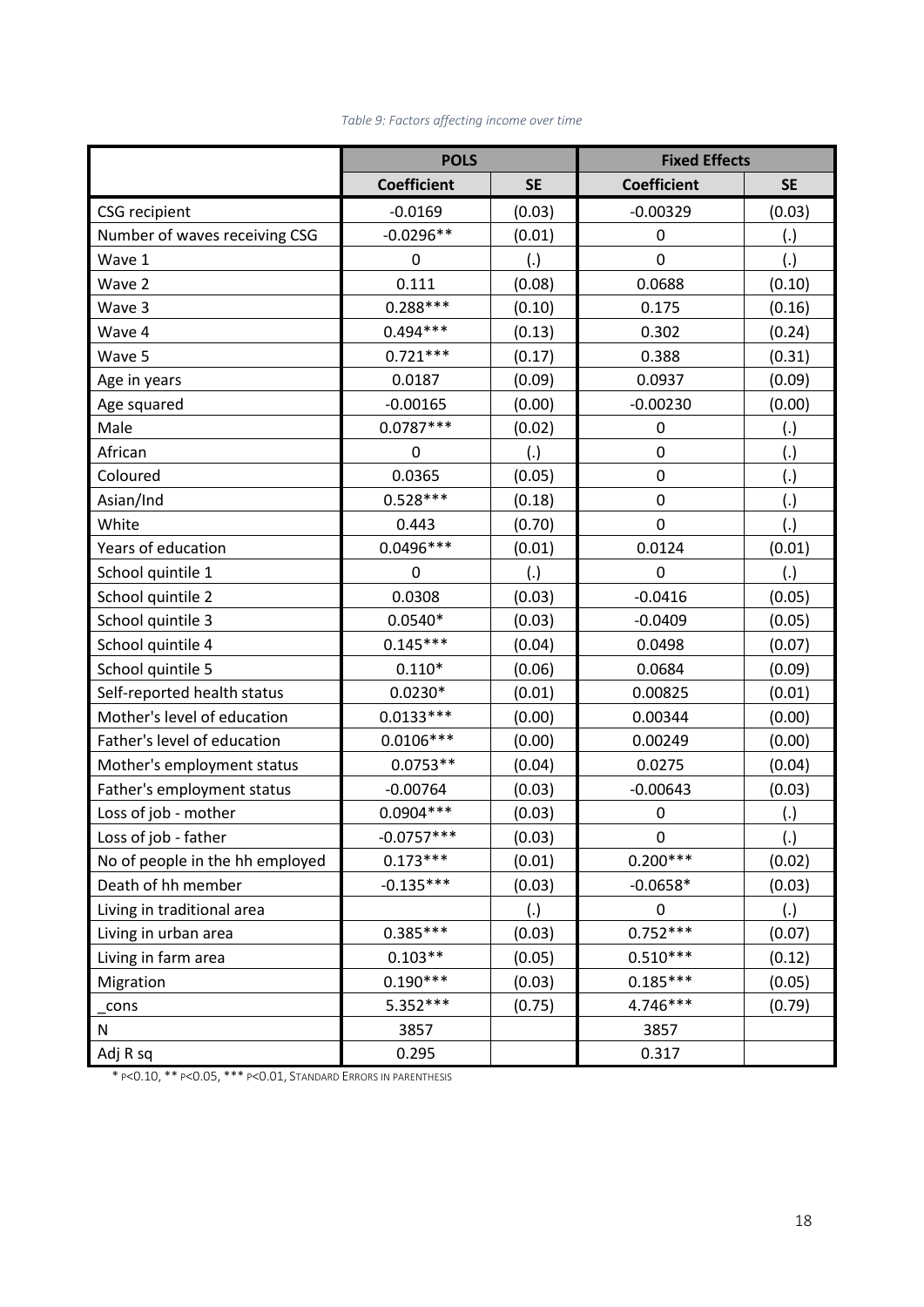*Table 9: Factors affecting income over time*

| | POLS | | Fixed Effects | |
|---|---|---|---|---|
| | **Coefficient** | **SE** | **Coefficient** | **SE** |
| CSG recipient | -0.0169 | (0.03) | -0.00329 | (0.03) |
| Number of waves receiving CSG | -0.0296** | (0.01) | 0 | (.) |
| Wave 1 | 0 | (.) | 0 | (.) |
| Wave 2 | 0.111 | (0.08) | 0.0688 | (0.10) |
| Wave 3 | 0.288*** | (0.10) | 0.175 | (0.16) |
| Wave 4 | 0.494*** | (0.13) | 0.302 | (0.24) |
| Wave 5 | 0.721*** | (0.17) | 0.388 | (0.31) |
| Age in years | 0.0187 | (0.09) | 0.0937 | (0.09) |
| Age squared | -0.00165 | (0.00) | -0.00230 | (0.00) |
| Male | 0.0787*** | (0.02) | 0 | (.) |
| African | 0 | (.) | 0 | (.) |
| Coloured | 0.0365 | (0.05) | 0 | (.) |
| Asian/Ind | 0.528*** | (0.18) | 0 | (.) |
| White | 0.443 | (0.70) | 0 | (.) |
| Years of education | 0.0496*** | (0.01) | 0.0124 | (0.01) |
| School quintile 1 | 0 | (.) | 0 | (.) |
| School quintile 2 | 0.0308 | (0.03) | -0.0416 | (0.05) |
| School quintile 3 | 0.0540* | (0.03) | -0.0409 | (0.05) |
| School quintile 4 | 0.145*** | (0.04) | 0.0498 | (0.07) |
| School quintile 5 | 0.110* | (0.06) | 0.0684 | (0.09) |
| Self-reported health status | 0.0230* | (0.01) | 0.00825 | (0.01) |
| Mother's level of education | 0.0133*** | (0.00) | 0.00344 | (0.00) |
| Father's level of education | 0.0106*** | (0.00) | 0.00249 | (0.00) |
| Mother's employment status | 0.0753** | (0.04) | 0.0275 | (0.04) |
| Father's employment status | -0.00764 | (0.03) | -0.00643 | (0.03) |
| Loss of job - mother | 0.0904*** | (0.03) | 0 | (.) |
| Loss of job - father | -0.0757*** | (0.03) | 0 | (.) |
| No of people in the hh employed | 0.173*** | (0.01) | 0.200*** | (0.02) |
| Death of hh member | -0.135*** | (0.03) | -0.0658* | (0.03) |
| Living in traditional area | | (.) | 0 | (.) |
| Living in urban area | 0.385*** | (0.03) | 0.752*** | (0.07) |
| Living in farm area | 0.103** | (0.05) | 0.510*** | (0.12) |
| Migration | 0.190*** | (0.03) | 0.185*** | (0.05) |
| _cons | 5.352*** | (0.75) | 4.746*** | (0.79) |
| N | 3857 | | 3857 | |
| Adj R sq | 0.295 | | 0.317 | |

* p<0.10, ** p<0.05, *** p<0.01, Standard Errors in parenthesis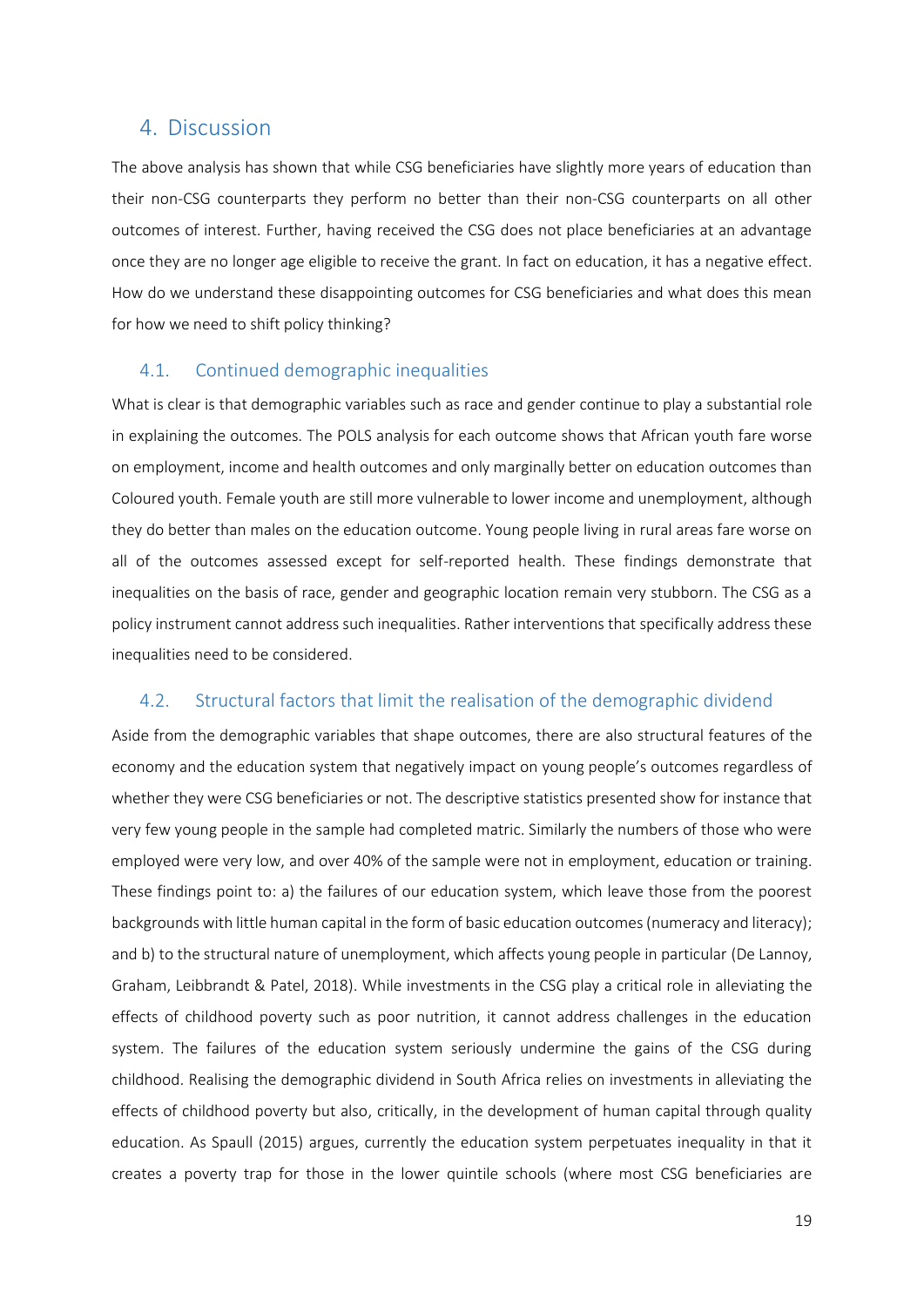## 4. Discussion

The above analysis has shown that while CSG beneficiaries have slightly more years of education than their non-CSG counterparts they perform no better than their non-CSG counterparts on all other outcomes of interest. Further, having received the CSG does not place beneficiaries at an advantage once they are no longer age eligible to receive the grant. In fact on education, it has a negative effect. How do we understand these disappointing outcomes for CSG beneficiaries and what does this mean for how we need to shift policy thinking?

### 4.1. Continued demographic inequalities

What is clear is that demographic variables such as race and gender continue to play a substantial role in explaining the outcomes. The POLS analysis for each outcome shows that African youth fare worse on employment, income and health outcomes and only marginally better on education outcomes than Coloured youth. Female youth are still more vulnerable to lower income and unemployment, although they do better than males on the education outcome. Young people living in rural areas fare worse on all of the outcomes assessed except for self-reported health. These findings demonstrate that inequalities on the basis of race, gender and geographic location remain very stubborn. The CSG as a policy instrument cannot address such inequalities. Rather interventions that specifically address these inequalities need to be considered.

### 4.2. Structural factors that limit the realisation of the demographic dividend

Aside from the demographic variables that shape outcomes, there are also structural features of the economy and the education system that negatively impact on young people's outcomes regardless of whether they were CSG beneficiaries or not. The descriptive statistics presented show for instance that very few young people in the sample had completed matric. Similarly the numbers of those who were employed were very low, and over 40% of the sample were not in employment, education or training. These findings point to: a) the failures of our education system, which leave those from the poorest backgrounds with little human capital in the form of basic education outcomes (numeracy and literacy); and b) to the structural nature of unemployment, which affects young people in particular (De Lannoy, Graham, Leibbrandt & Patel, 2018). While investments in the CSG play a critical role in alleviating the effects of childhood poverty such as poor nutrition, it cannot address challenges in the education system. The failures of the education system seriously undermine the gains of the CSG during childhood. Realising the demographic dividend in South Africa relies on investments in alleviating the effects of childhood poverty but also, critically, in the development of human capital through quality education. As Spaull (2015) argues, currently the education system perpetuates inequality in that it creates a poverty trap for those in the lower quintile schools (where most CSG beneficiaries are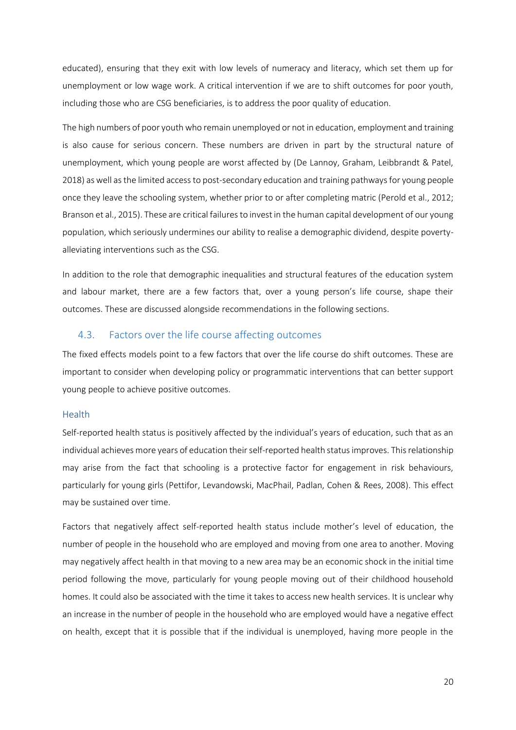educated), ensuring that they exit with low levels of numeracy and literacy, which set them up for unemployment or low wage work. A critical intervention if we are to shift outcomes for poor youth, including those who are CSG beneficiaries, is to address the poor quality of education.

The high numbers of poor youth who remain unemployed or not in education, employment and training is also cause for serious concern. These numbers are driven in part by the structural nature of unemployment, which young people are worst affected by (De Lannoy, Graham, Leibbrandt & Patel, 2018) as well as the limited access to post-secondary education and training pathways for young people once they leave the schooling system, whether prior to or after completing matric (Perold et al., 2012; Branson et al., 2015). These are critical failures to invest in the human capital development of our young population, which seriously undermines our ability to realise a demographic dividend, despite poverty-alleviating interventions such as the CSG.

In addition to the role that demographic inequalities and structural features of the education system and labour market, there are a few factors that, over a young person's life course, shape their outcomes. These are discussed alongside recommendations in the following sections.

## 4.3. Factors over the life course affecting outcomes

The fixed effects models point to a few factors that over the life course do shift outcomes. These are important to consider when developing policy or programmatic interventions that can better support young people to achieve positive outcomes.

### Health

Self-reported health status is positively affected by the individual's years of education, such that as an individual achieves more years of education their self-reported health status improves. This relationship may arise from the fact that schooling is a protective factor for engagement in risk behaviours, particularly for young girls (Pettifor, Levandowski, MacPhail, Padlan, Cohen & Rees, 2008). This effect may be sustained over time.

Factors that negatively affect self-reported health status include mother's level of education, the number of people in the household who are employed and moving from one area to another. Moving may negatively affect health in that moving to a new area may be an economic shock in the initial time period following the move, particularly for young people moving out of their childhood household homes. It could also be associated with the time it takes to access new health services. It is unclear why an increase in the number of people in the household who are employed would have a negative effect on health, except that it is possible that if the individual is unemployed, having more people in the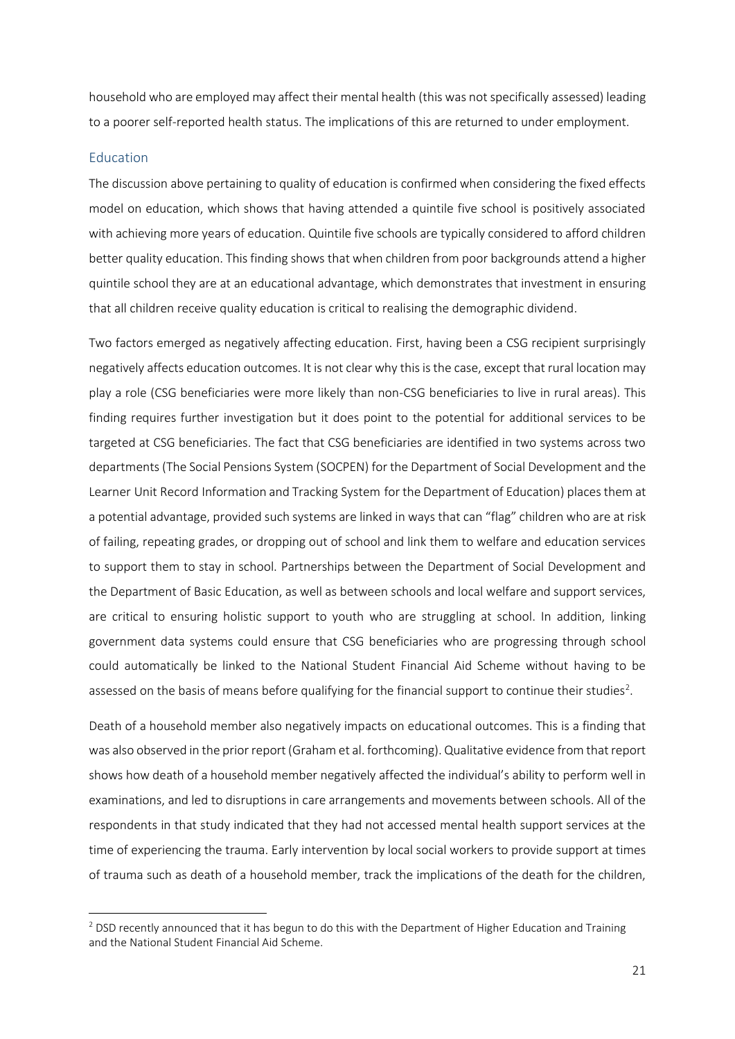household who are employed may affect their mental health (this was not specifically assessed) leading to a poorer self-reported health status. The implications of this are returned to under employment.

## Education

The discussion above pertaining to quality of education is confirmed when considering the fixed effects model on education, which shows that having attended a quintile five school is positively associated with achieving more years of education. Quintile five schools are typically considered to afford children better quality education. This finding shows that when children from poor backgrounds attend a higher quintile school they are at an educational advantage, which demonstrates that investment in ensuring that all children receive quality education is critical to realising the demographic dividend.

Two factors emerged as negatively affecting education. First, having been a CSG recipient surprisingly negatively affects education outcomes. It is not clear why this is the case, except that rural location may play a role (CSG beneficiaries were more likely than non-CSG beneficiaries to live in rural areas). This finding requires further investigation but it does point to the potential for additional services to be targeted at CSG beneficiaries. The fact that CSG beneficiaries are identified in two systems across two departments (The Social Pensions System (SOCPEN) for the Department of Social Development and the Learner Unit Record Information and Tracking System for the Department of Education) places them at a potential advantage, provided such systems are linked in ways that can "flag" children who are at risk of failing, repeating grades, or dropping out of school and link them to welfare and education services to support them to stay in school. Partnerships between the Department of Social Development and the Department of Basic Education, as well as between schools and local welfare and support services, are critical to ensuring holistic support to youth who are struggling at school. In addition, linking government data systems could ensure that CSG beneficiaries who are progressing through school could automatically be linked to the National Student Financial Aid Scheme without having to be assessed on the basis of means before qualifying for the financial support to continue their studies[2].

Death of a household member also negatively impacts on educational outcomes. This is a finding that was also observed in the prior report (Graham et al. forthcoming). Qualitative evidence from that report shows how death of a household member negatively affected the individual's ability to perform well in examinations, and led to disruptions in care arrangements and movements between schools. All of the respondents in that study indicated that they had not accessed mental health support services at the time of experiencing the trauma. Early intervention by local social workers to provide support at times of trauma such as death of a household member, track the implications of the death for the children,

[2] DSD recently announced that it has begun to do this with the Department of Higher Education and Training and the National Student Financial Aid Scheme.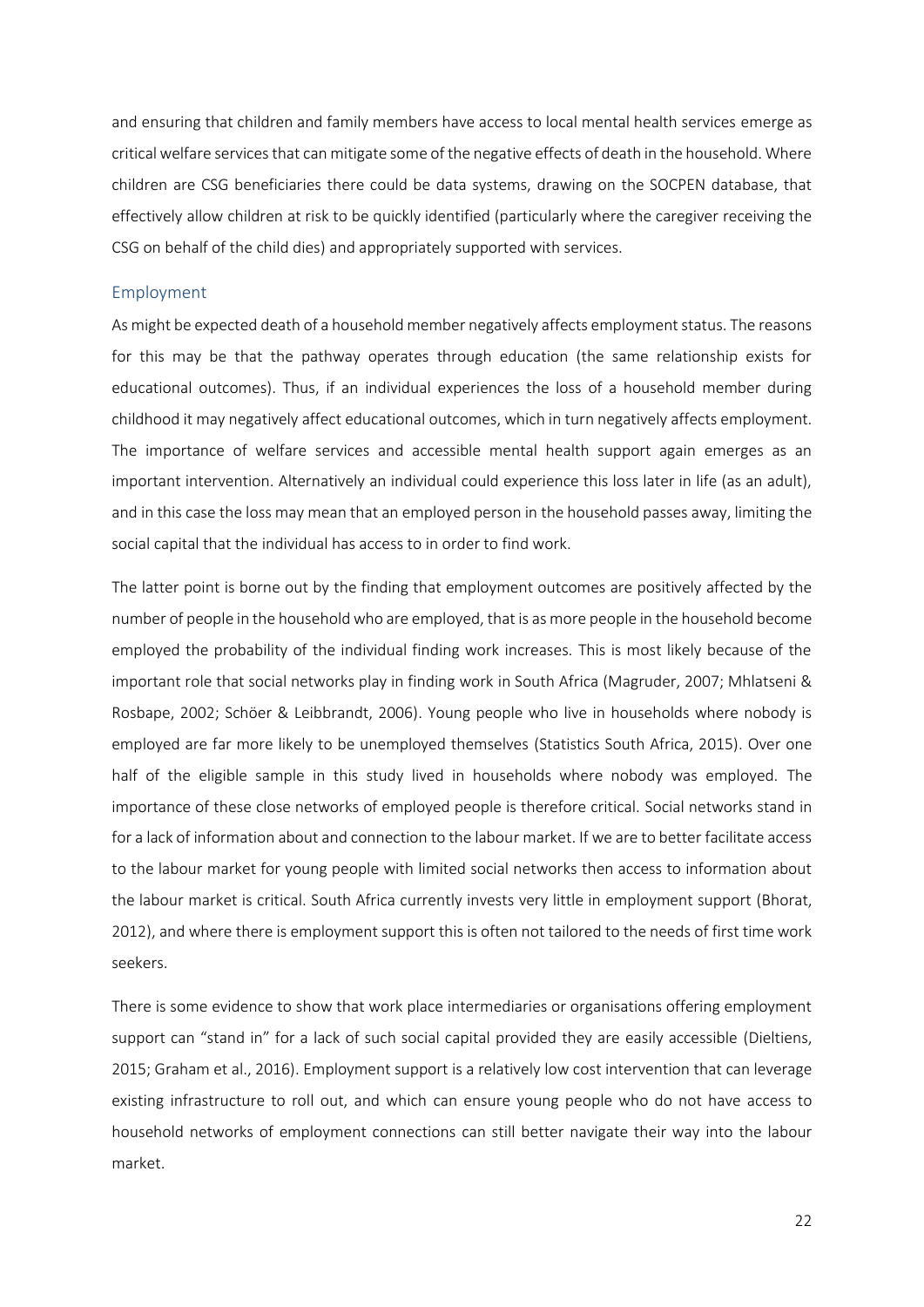and ensuring that children and family members have access to local mental health services emerge as critical welfare services that can mitigate some of the negative effects of death in the household. Where children are CSG beneficiaries there could be data systems, drawing on the SOCPEN database, that effectively allow children at risk to be quickly identified (particularly where the caregiver receiving the CSG on behalf of the child dies) and appropriately supported with services.

### Employment

As might be expected death of a household member negatively affects employment status. The reasons for this may be that the pathway operates through education (the same relationship exists for educational outcomes). Thus, if an individual experiences the loss of a household member during childhood it may negatively affect educational outcomes, which in turn negatively affects employment. The importance of welfare services and accessible mental health support again emerges as an important intervention. Alternatively an individual could experience this loss later in life (as an adult), and in this case the loss may mean that an employed person in the household passes away, limiting the social capital that the individual has access to in order to find work.

The latter point is borne out by the finding that employment outcomes are positively affected by the number of people in the household who are employed, that is as more people in the household become employed the probability of the individual finding work increases. This is most likely because of the important role that social networks play in finding work in South Africa (Magruder, 2007; Mhlatseni & Rosbape, 2002; Schöer & Leibbrandt, 2006). Young people who live in households where nobody is employed are far more likely to be unemployed themselves (Statistics South Africa, 2015). Over one half of the eligible sample in this study lived in households where nobody was employed. The importance of these close networks of employed people is therefore critical. Social networks stand in for a lack of information about and connection to the labour market. If we are to better facilitate access to the labour market for young people with limited social networks then access to information about the labour market is critical. South Africa currently invests very little in employment support (Bhorat, 2012), and where there is employment support this is often not tailored to the needs of first time work seekers.

There is some evidence to show that work place intermediaries or organisations offering employment support can "stand in" for a lack of such social capital provided they are easily accessible (Dieltiens, 2015; Graham et al., 2016). Employment support is a relatively low cost intervention that can leverage existing infrastructure to roll out, and which can ensure young people who do not have access to household networks of employment connections can still better navigate their way into the labour market.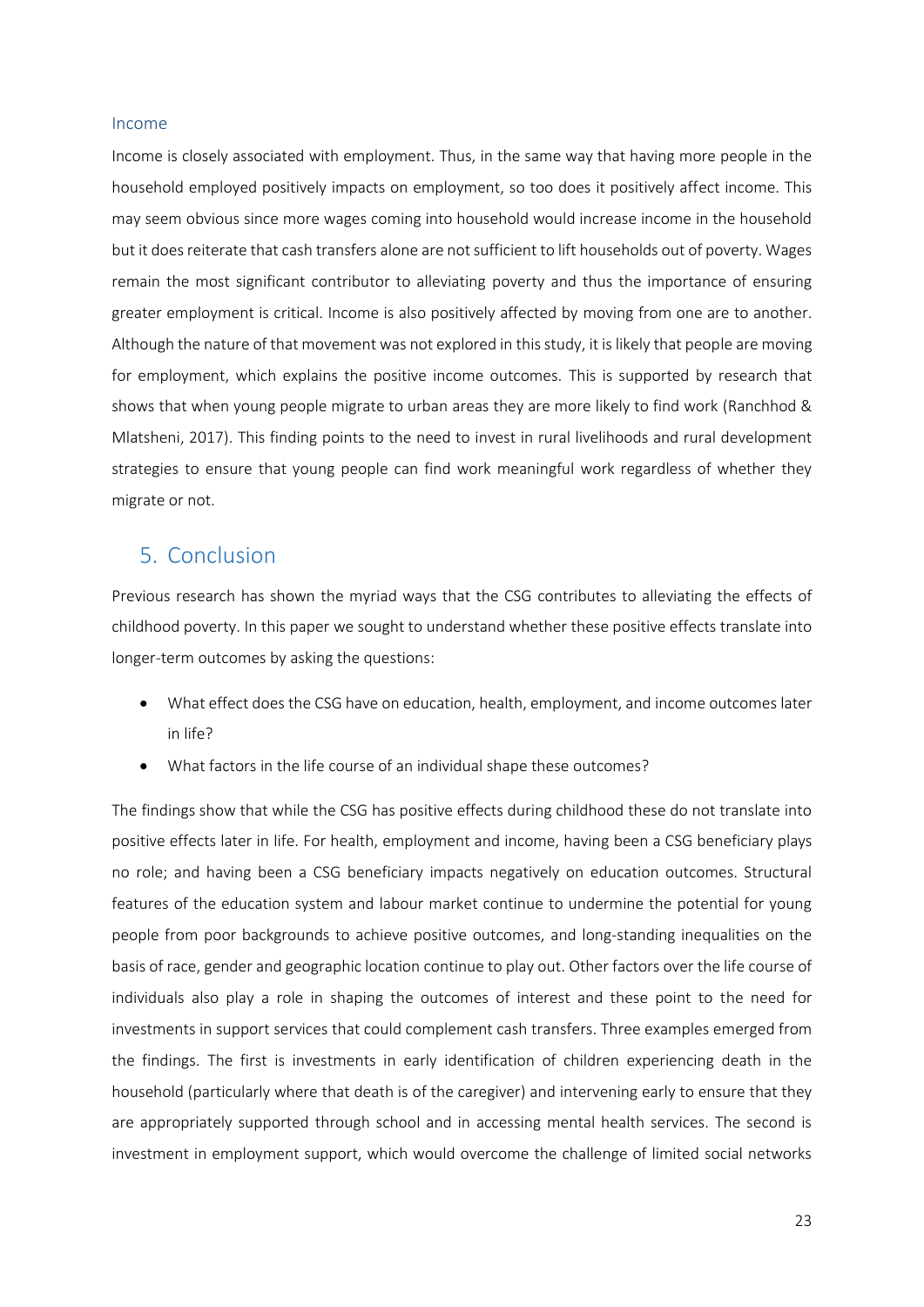### Income

Income is closely associated with employment. Thus, in the same way that having more people in the household employed positively impacts on employment, so too does it positively affect income. This may seem obvious since more wages coming into household would increase income in the household but it does reiterate that cash transfers alone are not sufficient to lift households out of poverty. Wages remain the most significant contributor to alleviating poverty and thus the importance of ensuring greater employment is critical. Income is also positively affected by moving from one are to another. Although the nature of that movement was not explored in this study, it is likely that people are moving for employment, which explains the positive income outcomes. This is supported by research that shows that when young people migrate to urban areas they are more likely to find work (Ranchhod & Mlatsheni, 2017). This finding points to the need to invest in rural livelihoods and rural development strategies to ensure that young people can find work meaningful work regardless of whether they migrate or not.

## 5. Conclusion

Previous research has shown the myriad ways that the CSG contributes to alleviating the effects of childhood poverty. In this paper we sought to understand whether these positive effects translate into longer-term outcomes by asking the questions:

- What effect does the CSG have on education, health, employment, and income outcomes later in life?
- What factors in the life course of an individual shape these outcomes?

The findings show that while the CSG has positive effects during childhood these do not translate into positive effects later in life. For health, employment and income, having been a CSG beneficiary plays no role; and having been a CSG beneficiary impacts negatively on education outcomes. Structural features of the education system and labour market continue to undermine the potential for young people from poor backgrounds to achieve positive outcomes, and long-standing inequalities on the basis of race, gender and geographic location continue to play out. Other factors over the life course of individuals also play a role in shaping the outcomes of interest and these point to the need for investments in support services that could complement cash transfers. Three examples emerged from the findings. The first is investments in early identification of children experiencing death in the household (particularly where that death is of the caregiver) and intervening early to ensure that they are appropriately supported through school and in accessing mental health services. The second is investment in employment support, which would overcome the challenge of limited social networks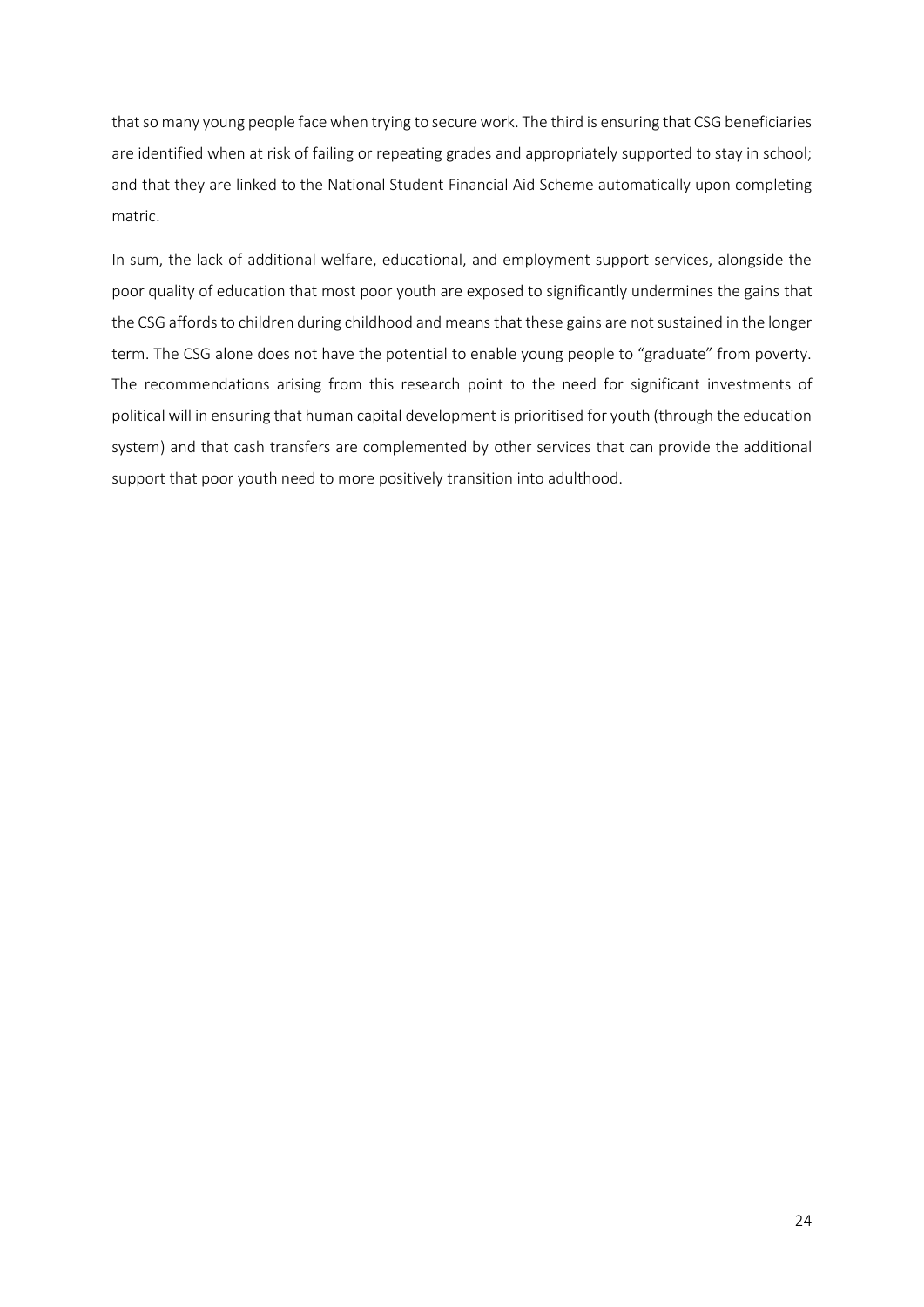that so many young people face when trying to secure work. The third is ensuring that CSG beneficiaries are identified when at risk of failing or repeating grades and appropriately supported to stay in school; and that they are linked to the National Student Financial Aid Scheme automatically upon completing matric.

In sum, the lack of additional welfare, educational, and employment support services, alongside the poor quality of education that most poor youth are exposed to significantly undermines the gains that the CSG affords to children during childhood and means that these gains are not sustained in the longer term. The CSG alone does not have the potential to enable young people to "graduate" from poverty. The recommendations arising from this research point to the need for significant investments of political will in ensuring that human capital development is prioritised for youth (through the education system) and that cash transfers are complemented by other services that can provide the additional support that poor youth need to more positively transition into adulthood.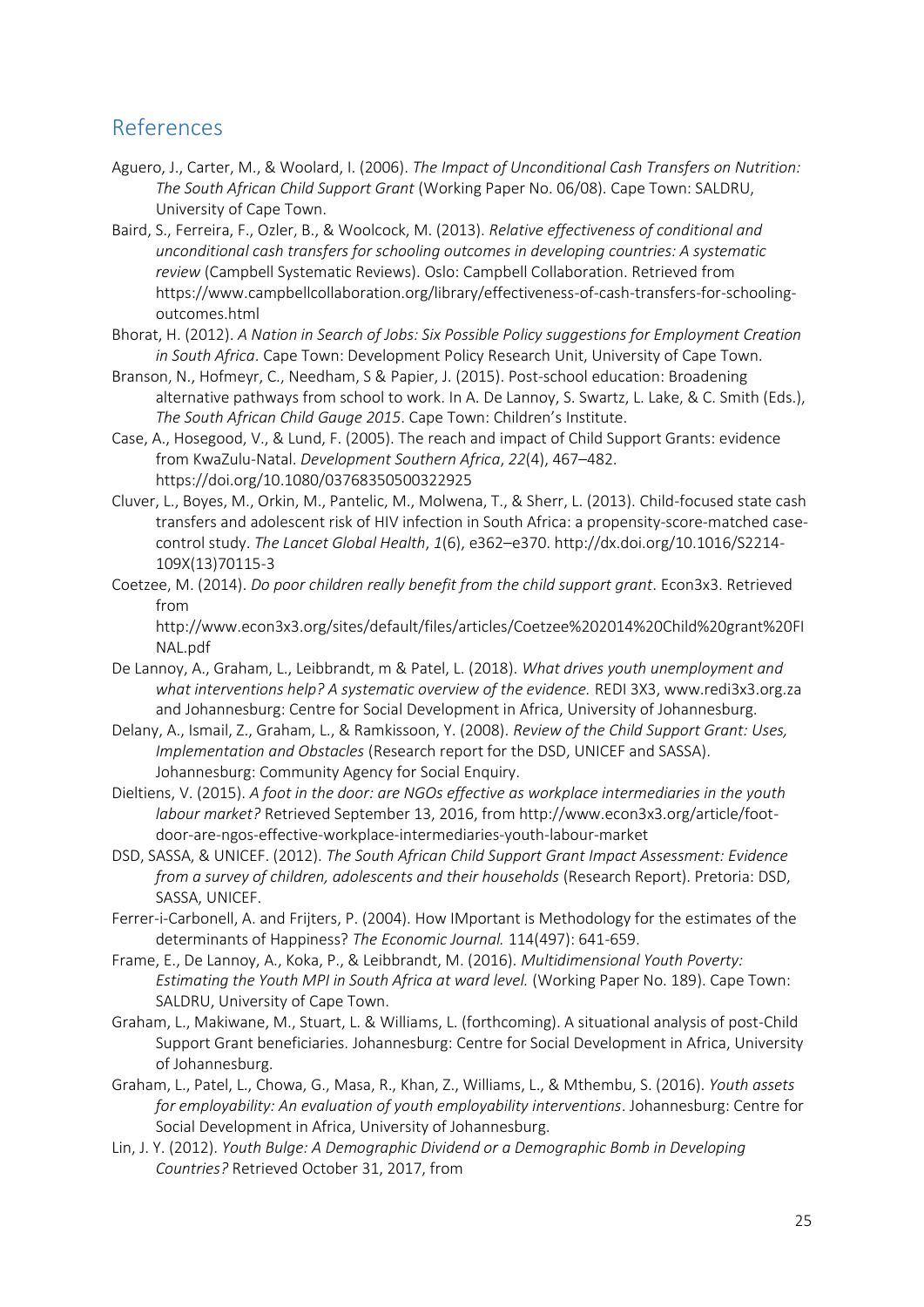## References

Aguero, J., Carter, M., & Woolard, I. (2006). *The Impact of Unconditional Cash Transfers on Nutrition: The South African Child Support Grant* (Working Paper No. 06/08). Cape Town: SALDRU, University of Cape Town.

Baird, S., Ferreira, F., Ozler, B., & Woolcock, M. (2013). *Relative effectiveness of conditional and unconditional cash transfers for schooling outcomes in developing countries: A systematic review* (Campbell Systematic Reviews). Oslo: Campbell Collaboration. Retrieved from https://www.campbellcollaboration.org/library/effectiveness-of-cash-transfers-for-schooling-outcomes.html

Bhorat, H. (2012). *A Nation in Search of Jobs: Six Possible Policy suggestions for Employment Creation in South Africa*. Cape Town: Development Policy Research Unit, University of Cape Town.

Branson, N., Hofmeyr, C., Needham, S & Papier, J. (2015). Post-school education: Broadening alternative pathways from school to work. In A. De Lannoy, S. Swartz, L. Lake, & C. Smith (Eds.), *The South African Child Gauge 2015*. Cape Town: Children's Institute.

Case, A., Hosegood, V., & Lund, F. (2005). The reach and impact of Child Support Grants: evidence from KwaZulu-Natal. *Development Southern Africa*, *22*(4), 467–482. https://doi.org/10.1080/03768350500322925

Cluver, L., Boyes, M., Orkin, M., Pantelic, M., Molwena, T., & Sherr, L. (2013). Child-focused state cash transfers and adolescent risk of HIV infection in South Africa: a propensity-score-matched case-control study. *The Lancet Global Health*, *1*(6), e362–e370. http://dx.doi.org/10.1016/S2214-109X(13)70115-3

Coetzee, M. (2014). *Do poor children really benefit from the child support grant*. Econ3x3. Retrieved from http://www.econ3x3.org/sites/default/files/articles/Coetzee%202014%20Child%20grant%20FINAL.pdf

De Lannoy, A., Graham, L., Leibbrandt, m & Patel, L. (2018). *What drives youth unemployment and what interventions help? A systematic overview of the evidence.* REDI 3X3, www.redi3x3.org.za and Johannesburg: Centre for Social Development in Africa, University of Johannesburg.

Delany, A., Ismail, Z., Graham, L., & Ramkissoon, Y. (2008). *Review of the Child Support Grant: Uses, Implementation and Obstacles* (Research report for the DSD, UNICEF and SASSA). Johannesburg: Community Agency for Social Enquiry.

Dieltiens, V. (2015). *A foot in the door: are NGOs effective as workplace intermediaries in the youth labour market?* Retrieved September 13, 2016, from http://www.econ3x3.org/article/foot-door-are-ngos-effective-workplace-intermediaries-youth-labour-market

DSD, SASSA, & UNICEF. (2012). *The South African Child Support Grant Impact Assessment: Evidence from a survey of children, adolescents and their households* (Research Report). Pretoria: DSD, SASSA, UNICEF.

Ferrer-i-Carbonell, A. and Frijters, P. (2004). How IMportant is Methodology for the estimates of the determinants of Happiness? *The Economic Journal.* 114(497): 641-659.

Frame, E., De Lannoy, A., Koka, P., & Leibbrandt, M. (2016). *Multidimensional Youth Poverty: Estimating the Youth MPI in South Africa at ward level.* (Working Paper No. 189). Cape Town: SALDRU, University of Cape Town.

Graham, L., Makiwane, M., Stuart, L. & Williams, L. (forthcoming). A situational analysis of post-Child Support Grant beneficiaries. Johannesburg: Centre for Social Development in Africa, University of Johannesburg.

Graham, L., Patel, L., Chowa, G., Masa, R., Khan, Z., Williams, L., & Mthembu, S. (2016). *Youth assets for employability: An evaluation of youth employability interventions*. Johannesburg: Centre for Social Development in Africa, University of Johannesburg.

Lin, J. Y. (2012). *Youth Bulge: A Demographic Dividend or a Demographic Bomb in Developing Countries?* Retrieved October 31, 2017, from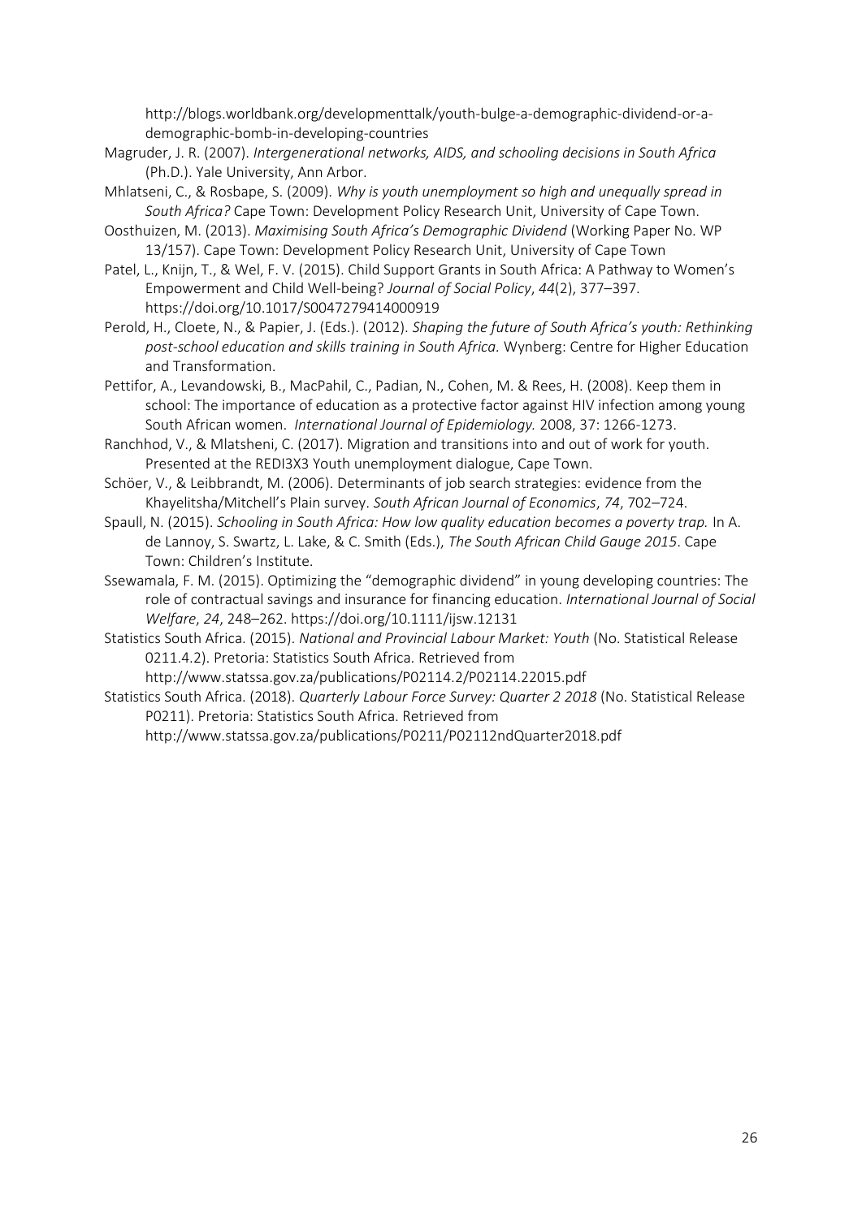http://blogs.worldbank.org/developmenttalk/youth-bulge-a-demographic-dividend-or-a-demographic-bomb-in-developing-countries

Magruder, J. R. (2007). *Intergenerational networks, AIDS, and schooling decisions in South Africa* (Ph.D.). Yale University, Ann Arbor.

Mhlatseni, C., & Rosbape, S. (2009). *Why is youth unemployment so high and unequally spread in South Africa?* Cape Town: Development Policy Research Unit, University of Cape Town.

Oosthuizen, M. (2013). *Maximising South Africa's Demographic Dividend* (Working Paper No. WP 13/157). Cape Town: Development Policy Research Unit, University of Cape Town

Patel, L., Knijn, T., & Wel, F. V. (2015). Child Support Grants in South Africa: A Pathway to Women's Empowerment and Child Well-being? *Journal of Social Policy*, *44*(2), 377–397. https://doi.org/10.1017/S0047279414000919

Perold, H., Cloete, N., & Papier, J. (Eds.). (2012). *Shaping the future of South Africa's youth: Rethinking post-school education and skills training in South Africa.* Wynberg: Centre for Higher Education and Transformation.

Pettifor, A., Levandowski, B., MacPahil, C., Padian, N., Cohen, M. & Rees, H. (2008). Keep them in school: The importance of education as a protective factor against HIV infection among young South African women. *International Journal of Epidemiology.* 2008, 37: 1266-1273.

Ranchhod, V., & Mlatsheni, C. (2017). Migration and transitions into and out of work for youth. Presented at the REDI3X3 Youth unemployment dialogue, Cape Town.

Schöer, V., & Leibbrandt, M. (2006). Determinants of job search strategies: evidence from the Khayelitsha/Mitchell's Plain survey. *South African Journal of Economics*, *74*, 702–724.

Spaull, N. (2015). *Schooling in South Africa: How low quality education becomes a poverty trap.* In A. de Lannoy, S. Swartz, L. Lake, & C. Smith (Eds.), *The South African Child Gauge 2015*. Cape Town: Children's Institute.

Ssewamala, F. M. (2015). Optimizing the "demographic dividend" in young developing countries: The role of contractual savings and insurance for financing education. *International Journal of Social Welfare*, *24*, 248–262. https://doi.org/10.1111/ijsw.12131

Statistics South Africa. (2015). *National and Provincial Labour Market: Youth* (No. Statistical Release 0211.4.2). Pretoria: Statistics South Africa. Retrieved from http://www.statssa.gov.za/publications/P02114.2/P02114.22015.pdf

Statistics South Africa. (2018). *Quarterly Labour Force Survey: Quarter 2 2018* (No. Statistical Release P0211). Pretoria: Statistics South Africa. Retrieved from http://www.statssa.gov.za/publications/P0211/P02112ndQuarter2018.pdf